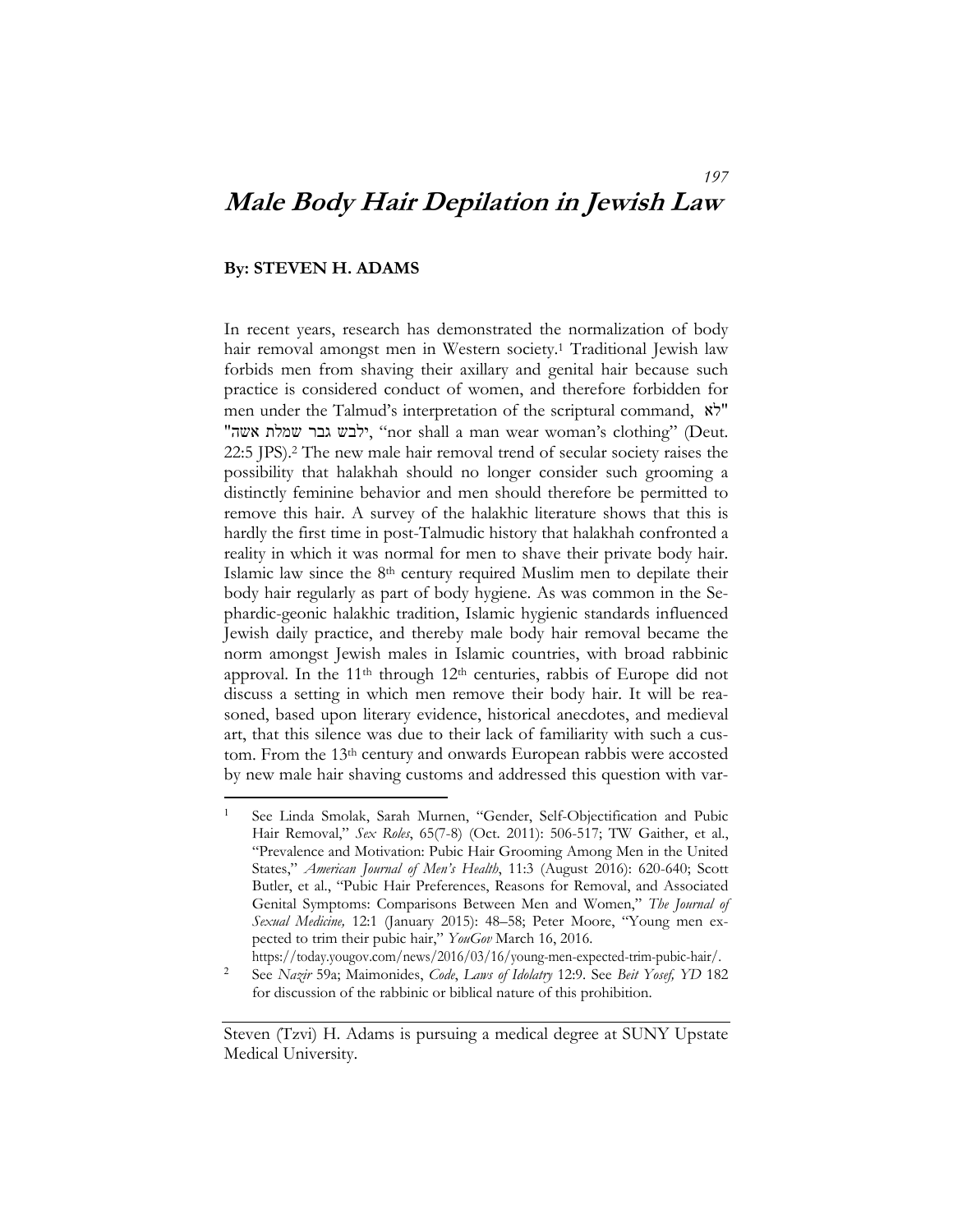# Male Body Hair Depilation in Jewish Law

**By: STEVEN H. ADAMS**

In recent years, research has demonstrated the normalization of body hair removal amongst men in Western society.[1] Traditional Jewish law forbids men from shaving their axillary and genital hair because such practice is considered conduct of women, and therefore forbidden for men under the Talmud's interpretation of the scriptural command, "לא ילבש גבר שמלת אשה", "nor shall a man wear woman's clothing" (Deut. 22:5 JPS).[2] The new male hair removal trend of secular society raises the possibility that halakhah should no longer consider such grooming a distinctly feminine behavior and men should therefore be permitted to remove this hair. A survey of the halakhic literature shows that this is hardly the first time in post-Talmudic history that halakhah confronted a reality in which it was normal for men to shave their private body hair. Islamic law since the 8th century required Muslim men to depilate their body hair regularly as part of body hygiene. As was common in the Sephardic-geonic halakhic tradition, Islamic hygienic standards influenced Jewish daily practice, and thereby male body hair removal became the norm amongst Jewish males in Islamic countries, with broad rabbinic approval. In the 11th through 12th centuries, rabbis of Europe did not discuss a setting in which men remove their body hair. It will be reasoned, based upon literary evidence, historical anecdotes, and medieval art, that this silence was due to their lack of familiarity with such a custom. From the 13th century and onwards European rabbis were accosted by new male hair shaving customs and addressed this question with var-

---

[1] See Linda Smolak, Sarah Murnen, "Gender, Self-Objectification and Pubic Hair Removal," *Sex Roles*, 65(7-8) (Oct. 2011): 506-517; TW Gaither, et al., "Prevalence and Motivation: Pubic Hair Grooming Among Men in the United States," *American Journal of Men's Health*, 11:3 (August 2016): 620-640; Scott Butler, et al., "Pubic Hair Preferences, Reasons for Removal, and Associated Genital Symptoms: Comparisons Between Men and Women," *The Journal of Sexual Medicine,* 12:1 (January 2015): 48–58; Peter Moore, "Young men expected to trim their pubic hair," *YouGov* March 16, 2016. https://today.yougov.com/news/2016/03/16/young-men-expected-trim-pubic-hair/.

[2] See *Nazir* 59a; Maimonides, *Code*, *Laws of Idolatry* 12:9. See *Beit Yosef, YD* 182 for discussion of the rabbinic or biblical nature of this prohibition.

---

Steven (Tzvi) H. Adams is pursuing a medical degree at SUNY Upstate Medical University.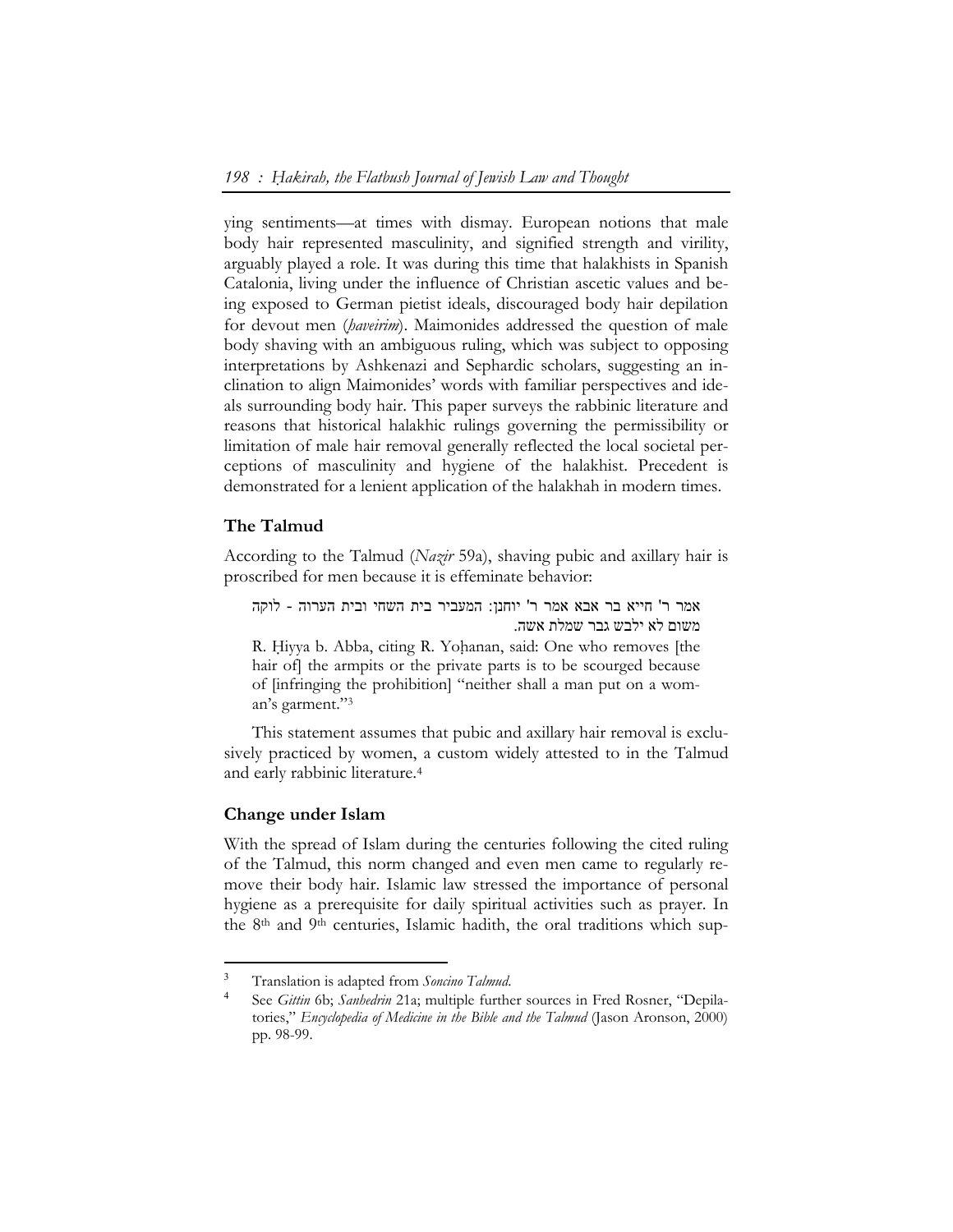ying sentiments—at times with dismay. European notions that male body hair represented masculinity, and signified strength and virility, arguably played a role. It was during this time that halakhists in Spanish Catalonia, living under the influence of Christian ascetic values and being exposed to German pietist ideals, discouraged body hair depilation for devout men (*ḥaveirim*). Maimonides addressed the question of male body shaving with an ambiguous ruling, which was subject to opposing interpretations by Ashkenazi and Sephardic scholars, suggesting an inclination to align Maimonides' words with familiar perspectives and ideals surrounding body hair. This paper surveys the rabbinic literature and reasons that historical halakhic rulings governing the permissibility or limitation of male hair removal generally reflected the local societal perceptions of masculinity and hygiene of the halakhist. Precedent is demonstrated for a lenient application of the halakhah in modern times.

## The Talmud

According to the Talmud (*Nazir* 59a), shaving pubic and axillary hair is proscribed for men because it is effeminate behavior:

> אמר ר' חייא בר אבא אמר ר' יוחנן: המעביר בית השחי ובית הערוה - לוקה משום לא ילבש גבר שמלת אשה.
>
> R. Ḥiyya b. Abba, citing R. Yoḥanan, said: One who removes [the hair of] the armpits or the private parts is to be scourged because of [infringing the prohibition] "neither shall a man put on a woman's garment."[3]

This statement assumes that pubic and axillary hair removal is exclusively practiced by women, a custom widely attested to in the Talmud and early rabbinic literature.[4]

## Change under Islam

With the spread of Islam during the centuries following the cited ruling of the Talmud, this norm changed and even men came to regularly remove their body hair. Islamic law stressed the importance of personal hygiene as a prerequisite for daily spiritual activities such as prayer. In the 8th and 9th centuries, Islamic hadith, the oral traditions which sup-

---

[3] Translation is adapted from *Soncino Talmud*.

[4] See *Gittin* 6b; *Sanhedrin* 21a; multiple further sources in Fred Rosner, "Depilatories," *Encyclopedia of Medicine in the Bible and the Talmud* (Jason Aronson, 2000) pp. 98-99.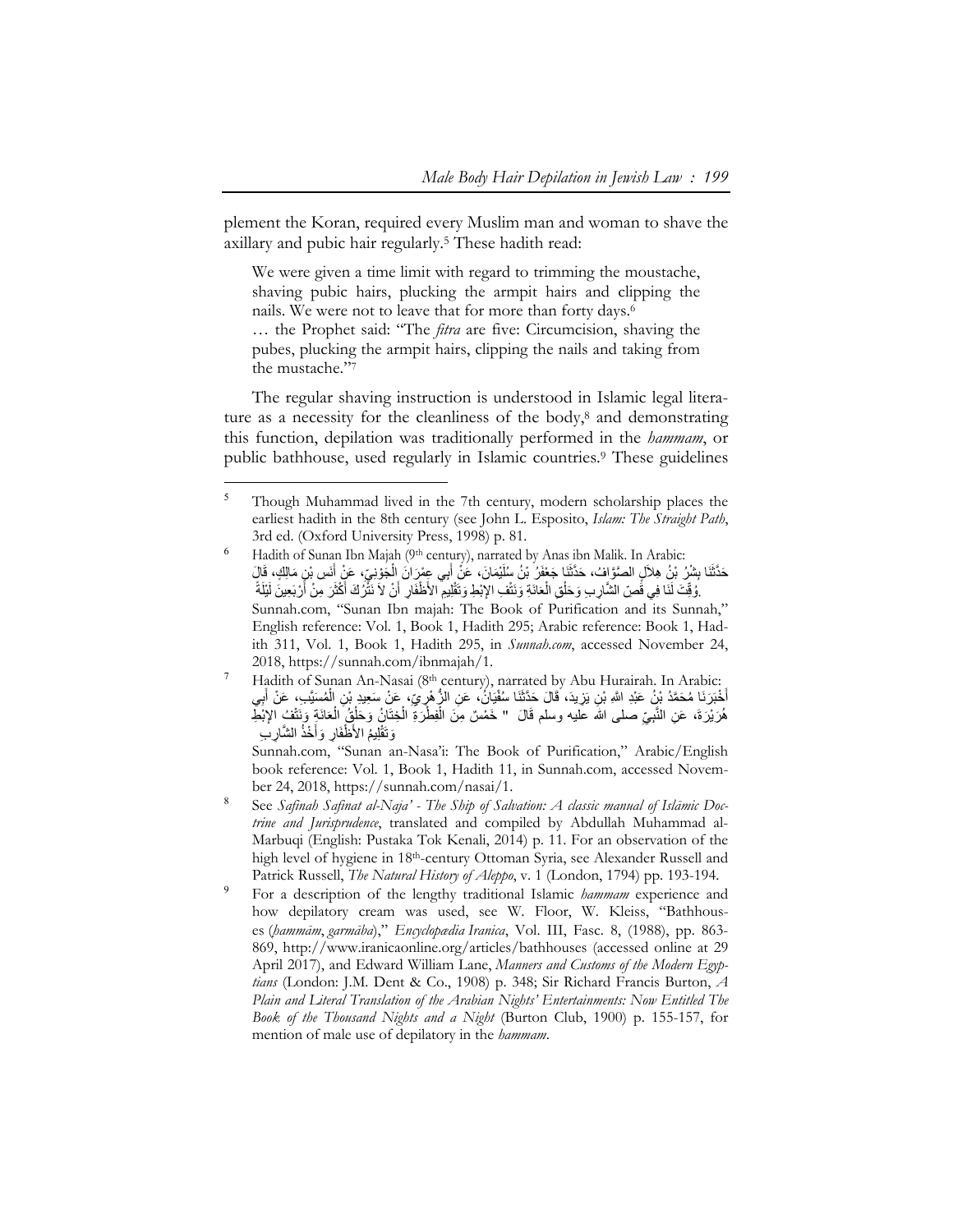plement the Koran, required every Muslim man and woman to shave the axillary and pubic hair regularly.[5] These hadith read:

> We were given a time limit with regard to trimming the moustache, shaving pubic hairs, plucking the armpit hairs and clipping the nails. We were not to leave that for more than forty days.[6]
>
> … the Prophet said: "The *fitra* are five: Circumcision, shaving the pubes, plucking the armpit hairs, clipping the nails and taking from the mustache."[7]

The regular shaving instruction is understood in Islamic legal literature as a necessity for the cleanliness of the body,[8] and demonstrating this function, depilation was traditionally performed in the *hammam*, or public bathhouse, used regularly in Islamic countries.[9] These guidelines

---

[5] Though Muhammad lived in the 7th century, modern scholarship places the earliest hadith in the 8th century (see John L. Esposito, *Islam: The Straight Path*, 3rd ed. (Oxford University Press, 1998) p. 81.

[6] Hadith of Sunan Ibn Majah (9th century), narrated by Anas ibn Malik. In Arabic:
حَدَّثَنَا بِشْرُ بْنُ هِلاَلٍ الصَّوَّافُ، حَدَّثَنَا جَعْفَرُ بْنُ سُلَيْمَانَ، عَنْ أَبِي عِمْرَانَ الْجَوْنِيِّ، عَنْ أَنَسِ بْنِ مَالِكٍ، قَالَ وُقِّتَ لَنَا فِي قَصِّ الشَّارِبِ وَحَلْقِ الْعَانَةِ وَنَتْفِ الإِبْطِ وَتَقْلِيمِ الأَظْفَارِ أَنْ لاَ نَتْرُكَ أَكْثَرَ مِنْ أَرْبَعِينَ لَيْلَةً.
Sunnah.com, "Sunan Ibn majah: The Book of Purification and its Sunnah," English reference: Vol. 1, Book 1, Hadith 295; Arabic reference: Book 1, Hadith 311, Vol. 1, Book 1, Hadith 295, in *Sunnah.com*, accessed November 24, 2018, https://sunnah.com/ibnmajah/1.

[7] Hadith of Sunan An-Nasai (8th century), narrated by Abu Hurairah. In Arabic:
أَخْبَرَنَا مُحَمَّدُ بْنُ عَبْدِ اللَّهِ بْنِ يَزِيدَ، قَالَ حَدَّثَنَا سُفْيَانُ، عَنِ الزُّهْرِيِّ، عَنْ سَعِيدِ بْنِ الْمُسَيَّبِ، عَنْ أَبِي هُرَيْرَةَ، عَنِ النَّبِيِّ صلى الله عليه وسلم قَالَ " خَمْسٌ مِنَ الْفِطْرَةِ الْخِتَانُ وَحَلْقُ الْعَانَةِ وَنَتْفُ الإِبْطِ وَتَقْلِيمُ الأَظْفَارِ وَأَخْذُ الشَّارِبِ
Sunnah.com, "Sunan an-Nasa'i: The Book of Purification," Arabic/English book reference: Vol. 1, Book 1, Hadith 11, in Sunnah.com, accessed November 24, 2018, https://sunnah.com/nasai/1.

[8] See *Safinah Safinat al-Naja' - The Ship of Salvation: A classic manual of Islāmic Doctrine and Jurisprudence*, translated and compiled by Abdullah Muhammad al-Marbuqi (English: Pustaka Tok Kenali, 2014) p. 11. For an observation of the high level of hygiene in 18th-century Ottoman Syria, see Alexander Russell and Patrick Russell, *The Natural History of Aleppo*, v. 1 (London, 1794) pp. 193-194.

[9] For a description of the lengthy traditional Islamic *hammam* experience and how depilatory cream was used, see W. Floor, W. Kleiss, "Bathhouses (*ḥammām*, *garmāba*)," *Encyclopædia Iranica*, Vol. III, Fasc. 8, (1988), pp. 863-869, http://www.iranicaonline.org/articles/bathhouses (accessed online at 29 April 2017), and Edward William Lane, *Manners and Customs of the Modern Egyptians* (London: J.M. Dent & Co., 1908) p. 348; Sir Richard Francis Burton, *A Plain and Literal Translation of the Arabian Nights' Entertainments: Now Entitled The Book of the Thousand Nights and a Night* (Burton Club, 1900) p. 155-157, for mention of male use of depilatory in the *hammam*.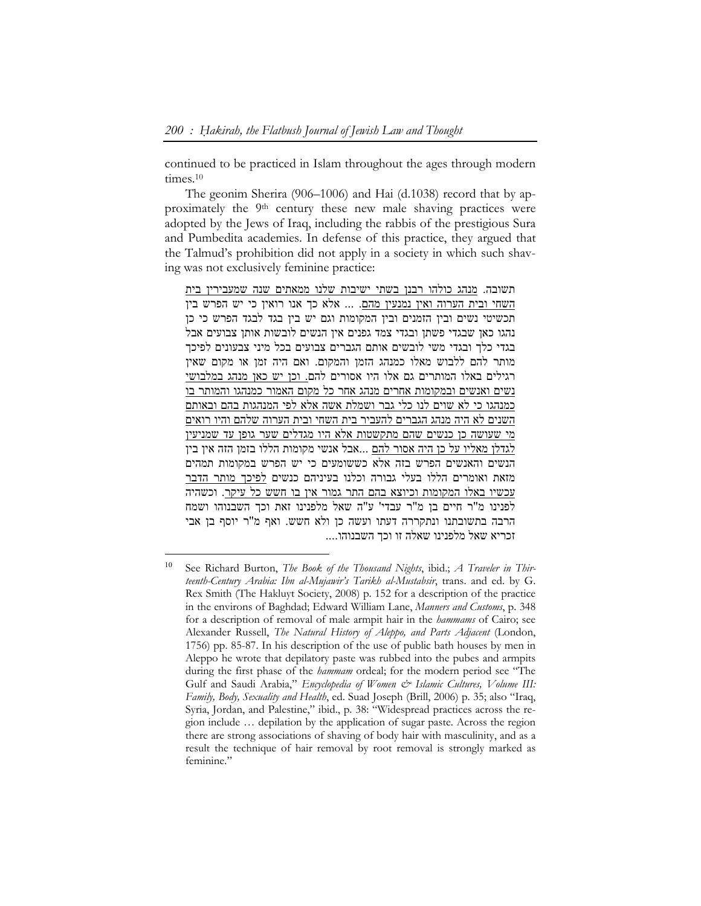continued to be practiced in Islam throughout the ages through modern times.[10]

The geonim Sherira (906–1006) and Hai (d.1038) record that by approximately the 9th century these new male shaving practices were adopted by the Jews of Iraq, including the rabbis of the prestigious Sura and Pumbedita academies. In defense of this practice, they argued that the Talmud's prohibition did not apply in a society in which such shaving was not exclusively feminine practice:

> תשובה. מנהג כולהו רבנן בשתי ישיבות שלנו ממאתים שנה שמעבירין בית השחי ובית הערוה ואין נמנעין מהם. ... אלא כך אנו רואין כי יש הפרש בין תכשיטי נשים ובין הזמנים ובין המקומות וגם יש בין בגד לבגד הפרש כי כן נהגו כאן שבגדי פשתן ובגדי צמד גפנים אין הנשים לובשות אותן צבועים אבל בגדי כלך ובגדי משי לובשים אותם הגברים צבועים בכל מיני צבעונים לפיכך מותר להם ללבוש מאלו כמנהג הזמן והמקום. ואם היה זמן או מקום שאין רגילים באלו המותרים גם אלו היו אסורים להם. וכן יש כאן מנהג במלבושי נשים ואנשים ובמקומות אחרים מנהג אחר כל מקום האמור כמנהגו והמותר בו כמנהגו כי לא שוים לנו כלי גבר ושמלת אשה אלא לפי המנהגות בהם ובאותם השנים לא היה מנהג הגברים להעביר בית השחי ובית הערוה שלהם והיו רואים מי שעושה כן כנשים שהם מתקשטות אלא היו מגדלים שער גופן עד שמניעין לגדלן מאליו על כן היה אסור להם ...אבל אנשי מקומות הללו בזמן הזה אין בין הנשים והאנשים הפרש בזה אלא כששומעים כי יש הפרש במקומות תמהים מזאת ואומרים הללו בעלי גבורה וכלנו בעיניהם כנשים לפיכך מותר הדבר עכשיו באלו המקומות וכיוצא בהם התר גמור אין בו חשש כל עיקר. וכשהיה לפנינו מ"ר חיים בן מ"ר עבדי' ע"ה שאל מלפנינו זאת וכך השבנוהו ושמח הרבה בתשובתנו ונתקררה דעתו ועשה כן ולא חשש. ואף מ"ר יוסף בן אבי זכריא שאל מלפנינו שאלה זו וכך השבנוהו....

---

[10] See Richard Burton, *The Book of the Thousand Nights*, ibid.; *A Traveler in Thirteenth-Century Arabia: Ibn al-Mujawir's Tarikh al-Mustabsir*, trans. and ed. by G. Rex Smith (The Hakluyt Society, 2008) p. 152 for a description of the practice in the environs of Baghdad; Edward William Lane, *Manners and Customs*, p. 348 for a description of removal of male armpit hair in the *hammams* of Cairo; see Alexander Russell, *The Natural History of Aleppo, and Parts Adjacent* (London, 1756) pp. 85-87. In his description of the use of public bath houses by men in Aleppo he wrote that depilatory paste was rubbed into the pubes and armpits during the first phase of the *hammam* ordeal; for the modern period see "The Gulf and Saudi Arabia," *Encyclopedia of Women & Islamic Cultures, Volume III: Family, Body, Sexuality and Health*, ed. Suad Joseph (Brill, 2006) p. 35; also "Iraq, Syria, Jordan, and Palestine," ibid., p. 38: "Widespread practices across the region include … depilation by the application of sugar paste. Across the region there are strong associations of shaving of body hair with masculinity, and as a result the technique of hair removal by root removal is strongly marked as feminine."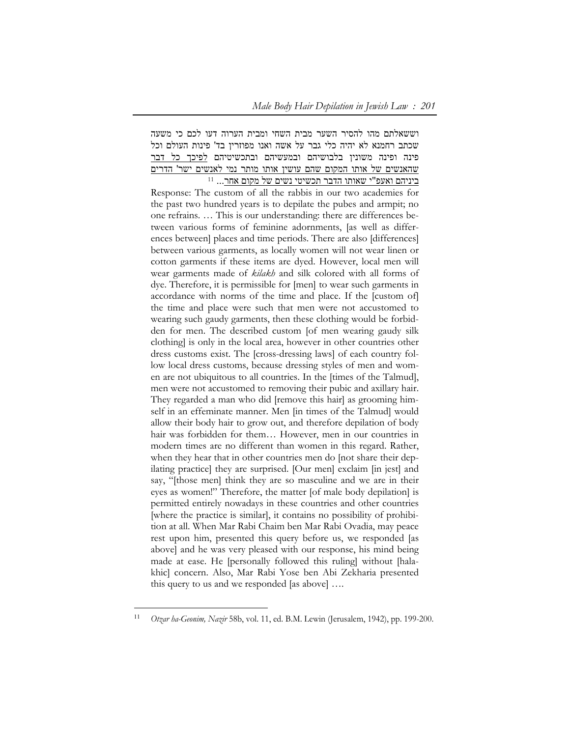וששאלתם מהו להסיר השער מבית השחי ומבית הערוה דעו לכם כי משעה שכתב רחמנא לא יהיה כלי גבר על אשה ואנו מפוזרין בד' פינות העולם וכל פינה ופינה משונין בלבושיהם ובמעשיהם ובתכשיטיהם <u>לפיכך כל דבר שהאנשים של אותו המקום שהם עושין אותו מותר נמי לאנשים ישר' הדרים ביניהם ואעפ"י שאותו הדבר תכשיטי נשים של מקום אחר</u>...[11]

Response: The custom of all the rabbis in our two academies for the past two hundred years is to depilate the pubes and armpit; no one refrains. … This is our understanding: there are differences between various forms of feminine adornments, [as well as differences between] places and time periods. There are also [differences] between various garments, as locally women will not wear linen or cotton garments if these items are dyed. However, local men will wear garments made of *kilakh* and silk colored with all forms of dye. Therefore, it is permissible for [men] to wear such garments in accordance with norms of the time and place. If the [custom of] the time and place were such that men were not accustomed to wearing such gaudy garments, then these clothing would be forbidden for men. The described custom [of men wearing gaudy silk clothing] is only in the local area, however in other countries other dress customs exist. The [cross-dressing laws] of each country follow local dress customs, because dressing styles of men and women are not ubiquitous to all countries. In the [times of the Talmud], men were not accustomed to removing their pubic and axillary hair. They regarded a man who did [remove this hair] as grooming himself in an effeminate manner. Men [in times of the Talmud] would allow their body hair to grow out, and therefore depilation of body hair was forbidden for them… However, men in our countries in modern times are no different than women in this regard. Rather, when they hear that in other countries men do [not share their depilating practice] they are surprised. [Our men] exclaim [in jest] and say, "[those men] think they are so masculine and we are in their eyes as women!" Therefore, the matter [of male body depilation] is permitted entirely nowadays in these countries and other countries [where the practice is similar], it contains no possibility of prohibition at all. When Mar Rabi Chaim ben Mar Rabi Ovadia, may peace rest upon him, presented this query before us, we responded [as above] and he was very pleased with our response, his mind being made at ease. He [personally followed this ruling] without [halakhic] concern. Also, Mar Rabi Yose ben Abi Zekharia presented this query to us and we responded [as above] ….

---

[11] *Otzar ha-Geonim, Nazir* 58b, vol. 11, ed. B.M. Lewin (Jerusalem, 1942), pp. 199-200.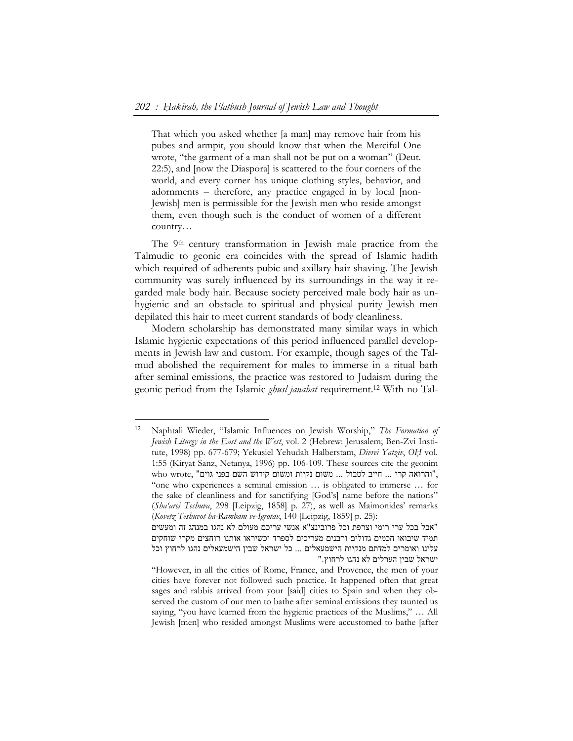> That which you asked whether [a man] may remove hair from his pubes and armpit, you should know that when the Merciful One wrote, "the garment of a man shall not be put on a woman" (Deut. 22:5), and [now the Diaspora] is scattered to the four corners of the world, and every corner has unique clothing styles, behavior, and adornments – therefore, any practice engaged in by local [non-Jewish] men is permissible for the Jewish men who reside amongst them, even though such is the conduct of women of a different country…

The 9th century transformation in Jewish male practice from the Talmudic to geonic era coincides with the spread of Islamic hadith which required of adherents pubic and axillary hair shaving. The Jewish community was surely influenced by its surroundings in the way it regarded male body hair. Because society perceived male body hair as unhygienic and an obstacle to spiritual and physical purity Jewish men depilated this hair to meet current standards of body cleanliness.

Modern scholarship has demonstrated many similar ways in which Islamic hygienic expectations of this period influenced parallel developments in Jewish law and custom. For example, though sages of the Talmud abolished the requirement for males to immerse in a ritual bath after seminal emissions, the practice was restored to Judaism during the geonic period from the Islamic *ghusl janabat* requirement.[12] With no Tal-

---

[12] Naphtali Wieder, "Islamic Influences on Jewish Worship," *The Formation of Jewish Liturgy in the East and the West*, vol. 2 (Hebrew: Jerusalem; Ben-Zvi Institute, 1998) pp. 677-679; Yekusiel Yehudah Halberstam, *Divrei Yatziv*, *OḤ* vol. 1:55 (Kiryat Sanz, Netanya, 1996) pp. 106-109. These sources cite the geonim who wrote, "והרואה קרי ... חייב לטבול ... משום נקיות ומשום קידוש השם בפני גוים", "one who experiences a seminal emission … is obligated to immerse … for the sake of cleanliness and for sanctifying [God's] name before the nations" (*Sha'arei Teshuva*, 298 [Leipzig, 1858] p. 27), as well as Maimonides' remarks (*Kovetz Teshuvot ha-Rambam ve-Igrotav*, 140 [Leipzig, 1859] p. 25):

"אבל בכל ערי רומי וצרפת וכל פרובינצ"א אנשי עריכם מעולם לא נהגו במנהג זה ומעשים תמיד שיבואו חכמים גדולים ורבנים מעריכים לספרד וכשיראו אותנו רוחצים מקרי שוחקים עלינו ואומרים למדתם מנקיות הישמעאלים ... כל ישראל שבין הישמעאלים נהגו לרחוץ וכל ישראל שבין הערלים לא נהגו לרחוץ."

"However, in all the cities of Rome, France, and Provence, the men of your cities have forever not followed such practice. It happened often that great sages and rabbis arrived from your [said] cities to Spain and when they observed the custom of our men to bathe after seminal emissions they taunted us saying, "you have learned from the hygienic practices of the Muslims," … All Jewish [men] who resided amongst Muslims were accustomed to bathe [after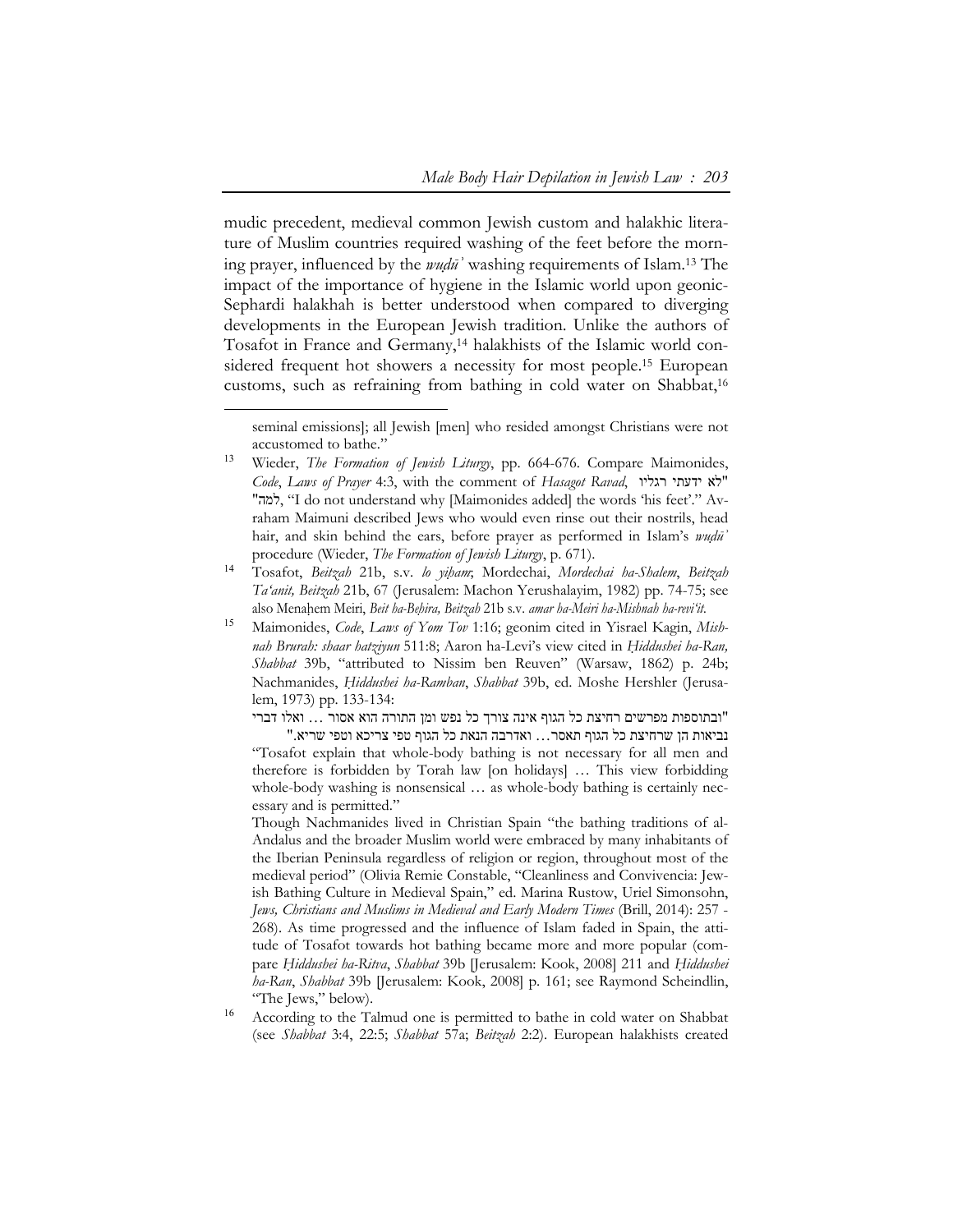mudic precedent, medieval common Jewish custom and halakhic literature of Muslim countries required washing of the feet before the morning prayer, influenced by the *wuḍū'* washing requirements of Islam.[13] The impact of the importance of hygiene in the Islamic world upon geonic-Sephardi halakhah is better understood when compared to diverging developments in the European Jewish tradition. Unlike the authors of Tosafot in France and Germany,[14] halakhists of the Islamic world considered frequent hot showers a necessity for most people.[15] European customs, such as refraining from bathing in cold water on Shabbat,[16]

---

seminal emissions]; all Jewish [men] who resided amongst Christians were not accustomed to bathe."

[13] Wieder, *The Formation of Jewish Liturgy*, pp. 664-676. Compare Maimonides, *Code*, *Laws of Prayer* 4:3, with the comment of *Hasagot Ravad*, "לא ידעתי רגליו למה", "I do not understand why [Maimonides added] the words 'his feet'." Avraham Maimuni described Jews who would even rinse out their nostrils, head hair, and skin behind the ears, before prayer as performed in Islam's *wuḍū'* procedure (Wieder, *The Formation of Jewish Liturgy*, p. 671).

[14] Tosafot, *Beitzah* 21b, s.v. *lo yiḥam*; Mordechai, *Mordechai ha-Shalem*, *Beitzah Ta'anit, Beitzah* 21b, 67 (Jerusalem: Machon Yerushalayim, 1982) pp. 74-75; see also Menaḥem Meiri, *Beit ha-Beḥira, Beitzah* 21b s.v. *amar ha-Meiri ha-Mishnah ha-revi'it*.

[15] Maimonides, *Code*, *Laws of Yom Tov* 1:16; geonim cited in Yisrael Kagin, *Mishnah Brurah: shaar hatziyun* 511:8; Aaron ha-Levi's view cited in *Ḥiddushei ha-Ran, Shabbat* 39b, "attributed to Nissim ben Reuven" (Warsaw, 1862) p. 24b; Nachmanides, *Ḥiddushei ha-Ramban*, *Shabbat* 39b, ed. Moshe Hershler (Jerusalem, 1973) pp. 133-134:

"ובתוספות מפרשים רחיצת כל הגוף אינה צורך כל נפש ומן התורה הוא אסור ... ואלו דברי נביאות הן שרחיצת כל הגוף תאסר... ואדרבה הנאת כל הגוף טפי צריכא וטפי שריא."

"Tosafot explain that whole-body bathing is not necessary for all men and therefore is forbidden by Torah law [on holidays] … This view forbidding whole-body washing is nonsensical … as whole-body bathing is certainly necessary and is permitted."

Though Nachmanides lived in Christian Spain "the bathing traditions of al-Andalus and the broader Muslim world were embraced by many inhabitants of the Iberian Peninsula regardless of religion or region, throughout most of the medieval period" (Olivia Remie Constable, "Cleanliness and Convivencia: Jewish Bathing Culture in Medieval Spain," ed. Marina Rustow, Uriel Simonsohn, *Jews, Christians and Muslims in Medieval and Early Modern Times* (Brill, 2014): 257 - 268). As time progressed and the influence of Islam faded in Spain, the attitude of Tosafot towards hot bathing became more and more popular (compare *Ḥiddushei ha-Ritva*, *Shabbat* 39b [Jerusalem: Kook, 2008] 211 and *Ḥiddushei ha-Ran*, *Shabbat* 39b [Jerusalem: Kook, 2008] p. 161; see Raymond Scheindlin, "The Jews," below).

[16] According to the Talmud one is permitted to bathe in cold water on Shabbat (see *Shabbat* 3:4, 22:5; *Shabbat* 57a; *Beitzah* 2:2). European halakhists created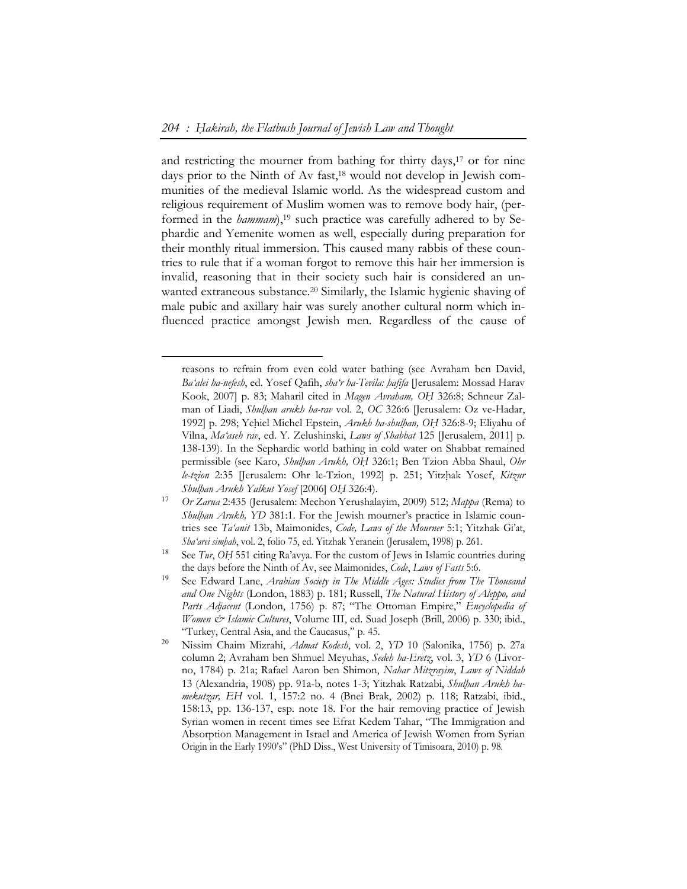and restricting the mourner from bathing for thirty days,[17] or for nine days prior to the Ninth of Av fast,[18] would not develop in Jewish communities of the medieval Islamic world. As the widespread custom and religious requirement of Muslim women was to remove body hair, (performed in the *hammam*),[19] such practice was carefully adhered to by Sephardic and Yemenite women as well, especially during preparation for their monthly ritual immersion. This caused many rabbis of these countries to rule that if a woman forgot to remove this hair her immersion is invalid, reasoning that in their society such hair is considered an unwanted extraneous substance.[20] Similarly, the Islamic hygienic shaving of male pubic and axillary hair was surely another cultural norm which influenced practice amongst Jewish men. Regardless of the cause of

---

reasons to refrain from even cold water bathing (see Avraham ben David, *Ba'alei ha-nefesh*, ed. Yosef Qafih, *sha'r ha-Tevila: ḥafifa* [Jerusalem: Mossad Harav Kook, 2007] p. 83; Maharil cited in *Magen Avraham, OḤ* 326:8; Schneur Zalman of Liadi, *Shulḥan arukh ha-rav* vol. 2, *OC* 326:6 [Jerusalem: Oz ve-Hadar, 1992] p. 298; Yeḥiel Michel Epstein, *Arukh ha-shulḥan, OḤ* 326:8-9; Eliyahu of Vilna, *Ma'aseh rav*, ed. Y. Zelushinski, *Laws of Shabbat* 125 [Jerusalem, 2011] p. 138-139). In the Sephardic world bathing in cold water on Shabbat remained permissible (see Karo, *Shulḥan Arukh, OḤ* 326:1; Ben Tzion Abba Shaul, *Ohr le-tzion* 2:35 [Jerusalem: Ohr le-Tzion, 1992] p. 251; Yitzḥak Yosef, *Kitzur Shulḥan Arukh Yalkut Yosef* [2006] *OḤ* 326:4).

[17] *Or Zarua* 2:435 (Jerusalem: Mechon Yerushalayim, 2009) 512; *Mappa* (Rema) to *Shulḥan Arukh, YD* 381:1. For the Jewish mourner's practice in Islamic countries see *Ta'anit* 13b, Maimonides, *Code, Laws of the Mourner* 5:1; Yitzhak Gi'at, *Sha'arei simḥah*, vol. 2, folio 75, ed. Yitzhak Yeranein (Jerusalem, 1998) p. 261.

[18] See *Tur*, *OḤ* 551 citing Ra'avya. For the custom of Jews in Islamic countries during the days before the Ninth of Av, see Maimonides, *Code*, *Laws of Fasts* 5:6.

[19] See Edward Lane, *Arabian Society in The Middle Ages: Studies from The Thousand and One Nights* (London, 1883) p. 181; Russell, *The Natural History of Aleppo, and Parts Adjacent* (London, 1756) p. 87; "The Ottoman Empire," *Encyclopedia of Women & Islamic Cultures*, Volume III, ed. Suad Joseph (Brill, 2006) p. 330; ibid., "Turkey, Central Asia, and the Caucasus," p. 45.

[20] Nissim Chaim Mizrahi, *Admat Kodesh*, vol. 2, *YD* 10 (Salonika, 1756) p. 27a column 2; Avraham ben Shmuel Meyuhas, *Sedeh ha-Eretz*, vol. 3, *YD* 6 (Livorno, 1784) p. 21a; Rafael Aaron ben Shimon, *Nahar Mitzrayim*, *Laws of Niddah* 13 (Alexandria, 1908) pp. 91a-b, notes 1-3; Yitzhak Ratzabi, *Shulḥan Arukh ha-mekutzar, EH* vol. 1, 157:2 no. 4 (Bnei Brak, 2002) p. 118; Ratzabi, ibid., 158:13, pp. 136-137, esp. note 18. For the hair removing practice of Jewish Syrian women in recent times see Efrat Kedem Tahar, "The Immigration and Absorption Management in Israel and America of Jewish Women from Syrian Origin in the Early 1990's" (PhD Diss., West University of Timisoara, 2010) p. 98.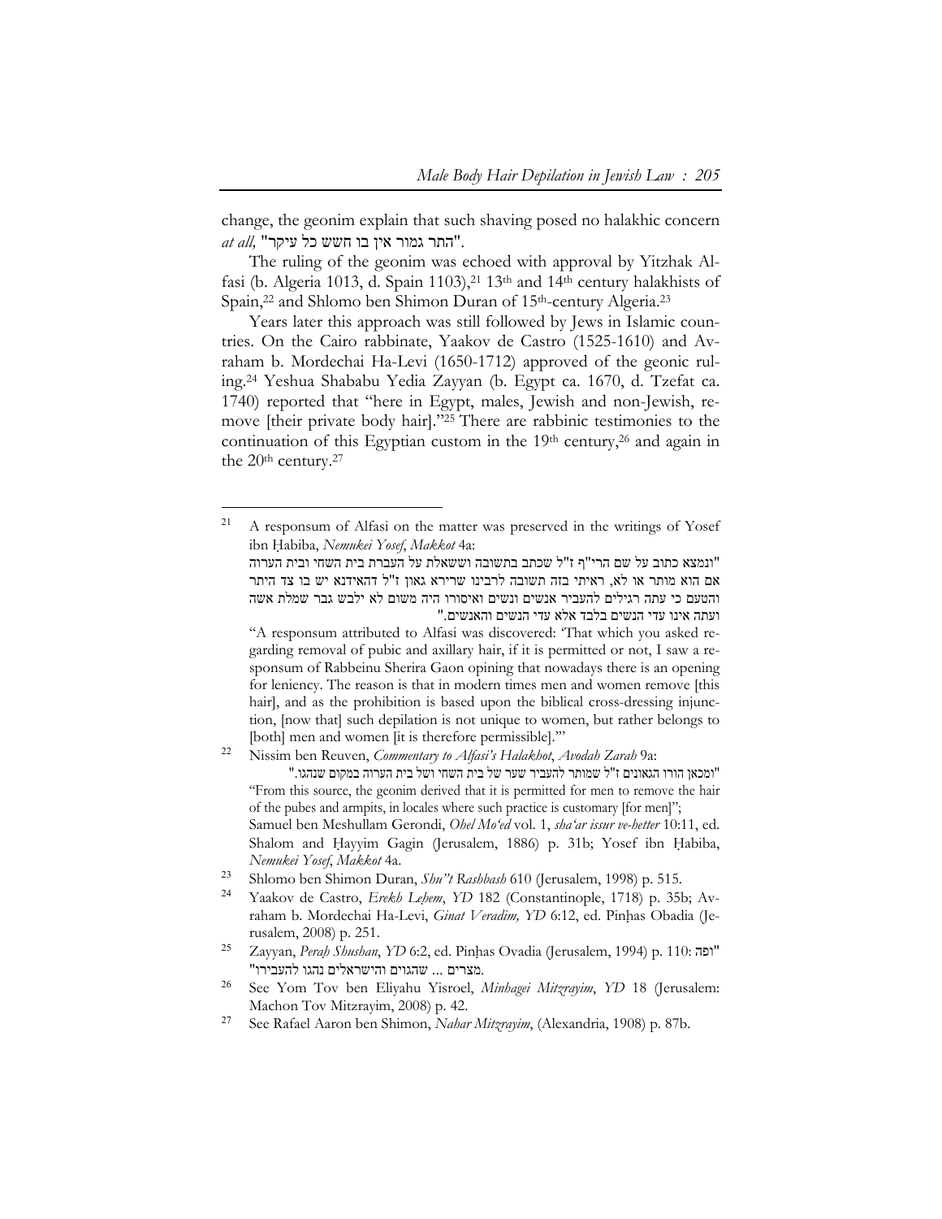change, the geonim explain that such shaving posed no halakhic concern *at all*, "התר גמור אין בו חשש כל עיקר".

The ruling of the geonim was echoed with approval by Yitzhak Alfasi (b. Algeria 1013, d. Spain 1103),[21] 13th and 14th century halakhists of Spain,[22] and Shlomo ben Shimon Duran of 15th-century Algeria.[23]

Years later this approach was still followed by Jews in Islamic countries. On the Cairo rabbinate, Yaakov de Castro (1525-1610) and Avraham b. Mordechai Ha-Levi (1650-1712) approved of the geonic ruling.[24] Yeshua Shababu Yedia Zayyan (b. Egypt ca. 1670, d. Tzefat ca. 1740) reported that "here in Egypt, males, Jewish and non-Jewish, remove [their private body hair]."[25] There are rabbinic testimonies to the continuation of this Egyptian custom in the 19th century,[26] and again in the 20th century.[27]

---

[21] A responsum of Alfasi on the matter was preserved in the writings of Yosef ibn Ḥabiba, *Nemukei Yosef*, *Makkot* 4a:

"ונמצא כתוב על שם הרי"ף ז"ל שכתב בתשובה וששאלת על העברת בית השחי ובית הערוה אם הוא מותר או לא, ראיתי בזה תשובה לרבינו שרירא גאון ז"ל דהאידנא יש בו צד היתר והטעם כי עתה רגילים להעביר אנשים ונשים ואיסורו היה משום לא ילבש גבר שמלת אשה ועתה אינו עדי הנשים בלבד אלא עדי הנשים והאנשים."

"A responsum attributed to Alfasi was discovered: 'That which you asked regarding removal of pubic and axillary hair, if it is permitted or not, I saw a responsum of Rabbeinu Sherira Gaon opining that nowadays there is an opening for leniency. The reason is that in modern times men and women remove [this hair], and as the prohibition is based upon the biblical cross-dressing injunction, [now that] such depilation is not unique to women, but rather belongs to [both] men and women [it is therefore permissible].'"

[22] Nissim ben Reuven, *Commentary to Alfasi's Halakhot*, *Avodah Zarah* 9a:

"ומכאן הורו הגאונים ז"ל שמותר להעביר שער של בית השחי ושל בית הערוה במקום שנהגו."

"From this source, the geonim derived that it is permitted for men to remove the hair of the pubes and armpits, in locales where such practice is customary [for men]"; Samuel ben Meshullam Gerondi, *Ohel Mo'ed* vol. 1, *sha'ar issur ve-hetter* 10:11, ed. Shalom and Ḥayyim Gagin (Jerusalem, 1886) p. 31b; Yosef ibn Ḥabiba, *Nemukei Yosef*, *Makkot* 4a.

[23] Shlomo ben Shimon Duran, *Shu"t Rashbash* 610 (Jerusalem, 1998) p. 515.

[24] Yaakov de Castro, *Erekh Leḥem*, *YD* 182 (Constantinople, 1718) p. 35b; Avraham b. Mordechai Ha-Levi, *Ginat Veradim, YD* 6:12, ed. Pinḥas Obadia (Jerusalem, 2008) p. 251.

[25] Zayyan, *Peraḥ Shushan*, *YD* 6:2, ed. Pinḥas Ovadia (Jerusalem, 1994) p. 110: "ופה מצרים ... שהגוים והישראלים נהגו להעבירו".

[26] See Yom Tov ben Eliyahu Yisroel, *Minhagei Mitzrayim*, *YD* 18 (Jerusalem: Machon Tov Mitzrayim, 2008) p. 42.

[27] See Rafael Aaron ben Shimon, *Nahar Mitzrayim*, (Alexandria, 1908) p. 87b.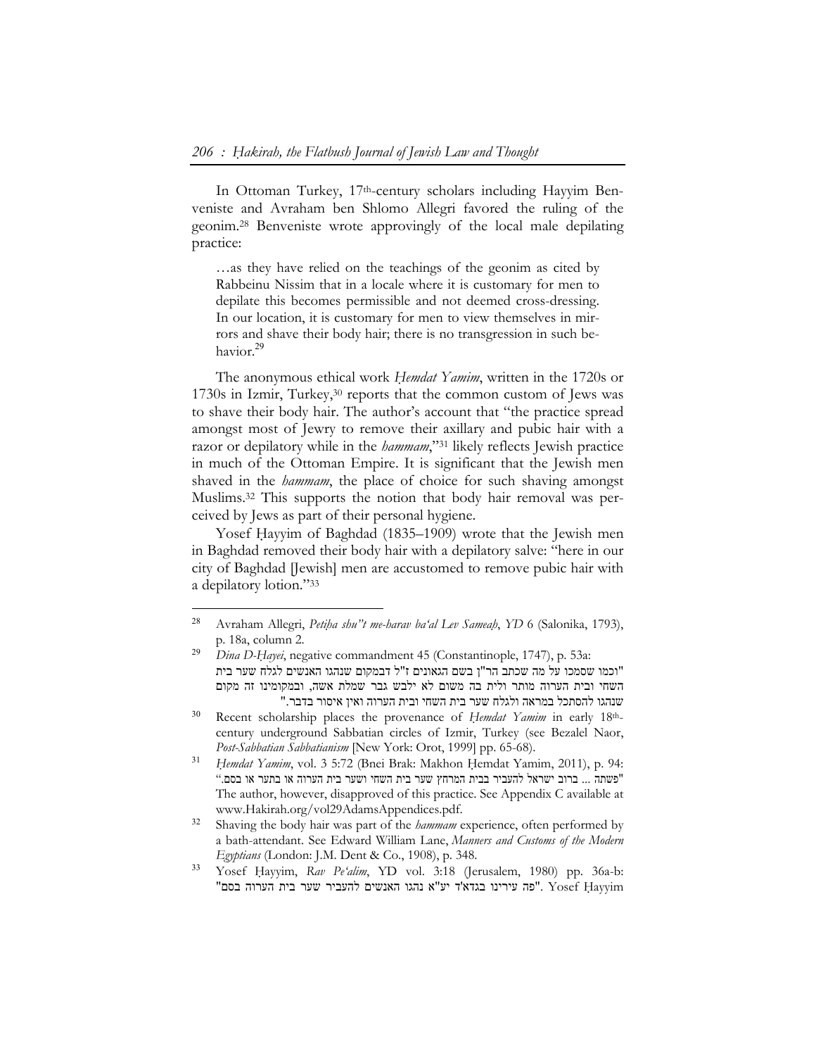In Ottoman Turkey, 17th-century scholars including Hayyim Benveniste and Avraham ben Shlomo Allegri favored the ruling of the geonim.[28] Benveniste wrote approvingly of the local male depilating practice:

> …as they have relied on the teachings of the geonim as cited by Rabbeinu Nissim that in a locale where it is customary for men to depilate this becomes permissible and not deemed cross-dressing. In our location, it is customary for men to view themselves in mirrors and shave their body hair; there is no transgression in such behavior.[29]

The anonymous ethical work *Ḥemdat Yamim*, written in the 1720s or 1730s in Izmir, Turkey,[30] reports that the common custom of Jews was to shave their body hair. The author's account that "the practice spread amongst most of Jewry to remove their axillary and pubic hair with a razor or depilatory while in the *hammam*,"[31] likely reflects Jewish practice in much of the Ottoman Empire. It is significant that the Jewish men shaved in the *hammam*, the place of choice for such shaving amongst Muslims.[32] This supports the notion that body hair removal was perceived by Jews as part of their personal hygiene.

Yosef Ḥayyim of Baghdad (1835–1909) wrote that the Jewish men in Baghdad removed their body hair with a depilatory salve: "here in our city of Baghdad [Jewish] men are accustomed to remove pubic hair with a depilatory lotion."[33]

---

[28] Avraham Allegri, *Petiḥa shu"t me-harav ba'al Lev Sameaḥ*, *YD* 6 (Salonika, 1793), p. 18a, column 2.

[29] *Dina D-Ḥayei*, negative commandment 45 (Constantinople, 1747), p. 53a: "וכמו שסמכו על מה שכתב הר"ן בשם הגאונים ז"ל דבמקום שנהגו האנשים לגלח שער בית השחי ובית הערוה מותר ולית בה משום לא ילבש גבר שמלת אשה, ובמקומינו זה מקום שנהגו להסתכל במראה ולגלח שער בית השחי ובית הערוה ואין איסור בדבר."

[30] Recent scholarship places the provenance of *Ḥemdat Yamim* in early 18th-century underground Sabbatian circles of Izmir, Turkey (see Bezalel Naor, *Post-Sabbatian Sabbatianism* [New York: Orot, 1999] pp. 65-68).

[31] *Ḥemdat Yamim*, vol. 3 5:72 (Bnei Brak: Makhon Ḥemdat Yamim, 2011), p. 94: "פשתה ... ברוב ישראל להעביר בבית המרחץ שער בית השחי ושער בית הערוה או בתער או בסם." The author, however, disapproved of this practice. See Appendix C available at www.Hakirah.org/vol29AdamsAppendices.pdf.

[32] Shaving the body hair was part of the *hammam* experience, often performed by a bath-attendant. See Edward William Lane, *Manners and Customs of the Modern Egyptians* (London: J.M. Dent & Co., 1908), p. 348.

[33] Yosef Ḥayyim, *Rav Pe'alim*, YD vol. 3:18 (Jerusalem, 1980) pp. 36a-b: "פה עירינו בגדא'ד יע"א נהגו האנשים להעביר שער בית הערוה בסם". Yosef Ḥayyim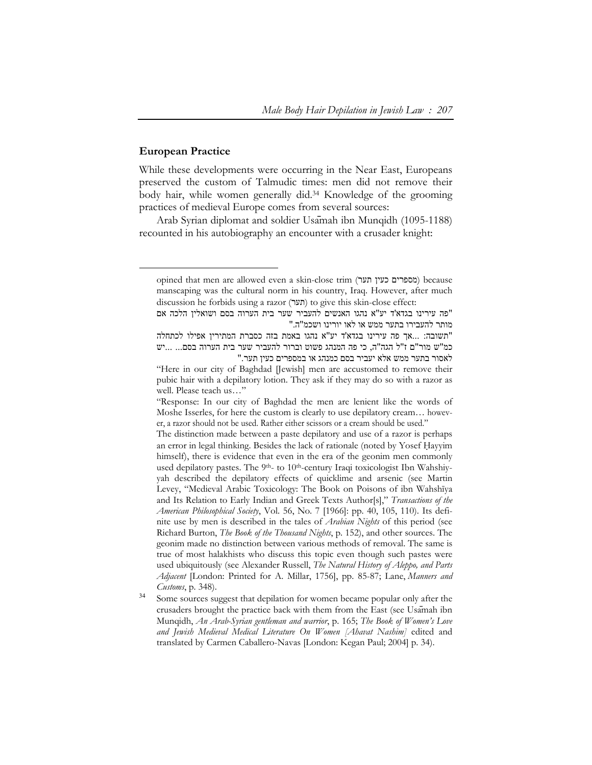## European Practice

While these developments were occurring in the Near East, Europeans preserved the custom of Talmudic times: men did not remove their body hair, while women generally did.[34] Knowledge of the grooming practices of medieval Europe comes from several sources:

Arab Syrian diplomat and soldier Usāmah ibn Munqidh (1095-1188) recounted in his autobiography an encounter with a crusader knight:

---

opined that men are allowed even a skin-close trim (מספרים כעין תער) because manscaping was the cultural norm in his country, Iraq. However, after much discussion he forbids using a razor (תער) to give this skin-close effect:

"פה עירינו בגדא'ד יע"א נהגו האנשים להעביר שער בית הערוה בסם ושואלין הלכה אם מותר להעבירו בתער ממש או לאו יורינו ושכמ"ה."

"תשובה: ...אך פה עירינו בגדא'ד יע"א נהגו באמת בזה כסברת המתירין אפילו לכתחלה כמ"ש מור"ם ז"ל הגה"ה, כי פה המנהג פשוט וברור להעביר שער בית הערוה בסם... ...יש לאסור בתער ממש אלא יעביר בסם כמנהג או במספרים כעין תער."

"Here in our city of Baghdad [Jewish] men are accustomed to remove their pubic hair with a depilatory lotion. They ask if they may do so with a razor as well. Please teach us…"

"Response: In our city of Baghdad the men are lenient like the words of Moshe Isserles, for here the custom is clearly to use depilatory cream… however, a razor should not be used. Rather either scissors or a cream should be used."

The distinction made between a paste depilatory and use of a razor is perhaps an error in legal thinking. Besides the lack of rationale (noted by Yosef Ḥayyim himself), there is evidence that even in the era of the geonim men commonly used depilatory pastes. The 9th- to 10th-century Iraqi toxicologist Ibn Wahshiyyah described the depilatory effects of quicklime and arsenic (see Martin Levey, "Medieval Arabic Toxicology: The Book on Poisons of ibn Wahshīya and Its Relation to Early Indian and Greek Texts Author[s]," *Transactions of the American Philosophical Society*, Vol. 56, No. 7 [1966]: pp. 40, 105, 110). Its definite use by men is described in the tales of *Arabian Nights* of this period (see Richard Burton, *The Book of the Thousand Nights*, p. 152), and other sources. The geonim made no distinction between various methods of removal. The same is true of most halakhists who discuss this topic even though such pastes were used ubiquitously (see Alexander Russell, *The Natural History of Aleppo, and Parts Adjacent* [London: Printed for A. Millar, 1756], pp. 85-87; Lane, *Manners and Customs*, p. 348).

[34] Some sources suggest that depilation for women became popular only after the crusaders brought the practice back with them from the East (see Usāmah ibn Munqidh, *An Arab-Syrian gentleman and warrior*, p. 165; *The Book of Women's Love and Jewish Medieval Medical Literature On Women [Ahavat Nashim]* edited and translated by Carmen Caballero-Navas [London: Kegan Paul; 2004] p. 34).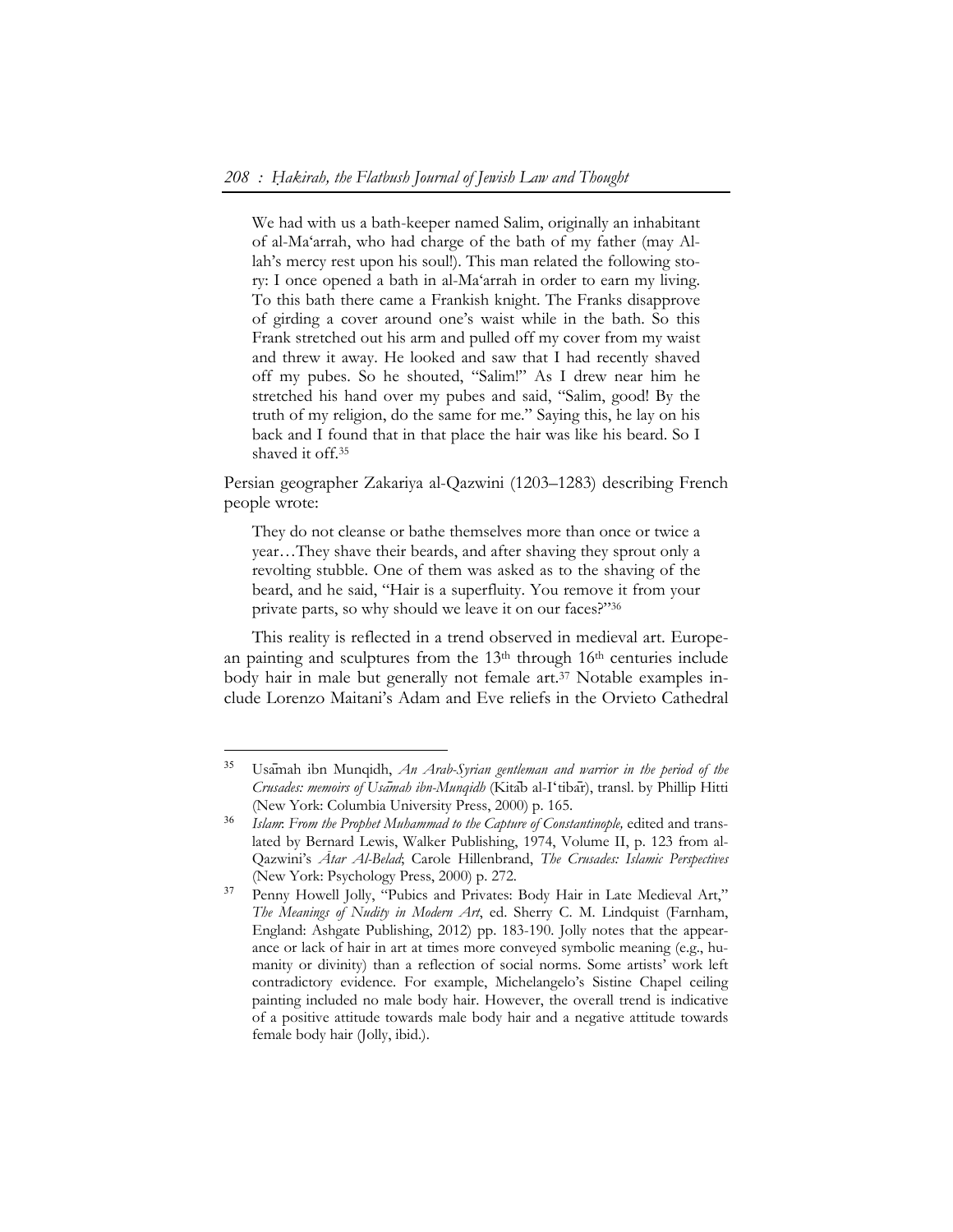> We had with us a bath-keeper named Salim, originally an inhabitant of al-Maʻarrah, who had charge of the bath of my father (may Allah's mercy rest upon his soul!). This man related the following story: I once opened a bath in al-Maʻarrah in order to earn my living. To this bath there came a Frankish knight. The Franks disapprove of girding a cover around one's waist while in the bath. So this Frank stretched out his arm and pulled off my cover from my waist and threw it away. He looked and saw that I had recently shaved off my pubes. So he shouted, "Salim!" As I drew near him he stretched his hand over my pubes and said, "Salim, good! By the truth of my religion, do the same for me." Saying this, he lay on his back and I found that in that place the hair was like his beard. So I shaved it off.[35]

Persian geographer Zakariya al-Qazwini (1203–1283) describing French people wrote:

> They do not cleanse or bathe themselves more than once or twice a year…They shave their beards, and after shaving they sprout only a revolting stubble. One of them was asked as to the shaving of the beard, and he said, "Hair is a superfluity. You remove it from your private parts, so why should we leave it on our faces?"[36]

This reality is reflected in a trend observed in medieval art. European painting and sculptures from the 13th through 16th centuries include body hair in male but generally not female art.[37] Notable examples include Lorenzo Maitani's Adam and Eve reliefs in the Orvieto Cathedral

---

[35] Usāmah ibn Munqidh, *An Arab-Syrian gentleman and warrior in the period of the Crusades: memoirs of Usāmah ibn-Munqidh* (Kitāb al-Iʻtibār), transl. by Phillip Hitti (New York: Columbia University Press, 2000) p. 165.

[36] *Islam: From the Prophet Muhammad to the Capture of Constantinople,* edited and translated by Bernard Lewis, Walker Publishing, 1974, Volume II, p. 123 from al-Qazwini's *Ātar Al-Belad*; Carole Hillenbrand, *The Crusades: Islamic Perspectives* (New York: Psychology Press, 2000) p. 272.

[37] Penny Howell Jolly, "Pubics and Privates: Body Hair in Late Medieval Art," *The Meanings of Nudity in Modern Art*, ed. Sherry C. M. Lindquist (Farnham, England: Ashgate Publishing, 2012) pp. 183-190. Jolly notes that the appearance or lack of hair in art at times more conveyed symbolic meaning (e.g., humanity or divinity) than a reflection of social norms. Some artists' work left contradictory evidence. For example, Michelangelo's Sistine Chapel ceiling painting included no male body hair. However, the overall trend is indicative of a positive attitude towards male body hair and a negative attitude towards female body hair (Jolly, ibid.).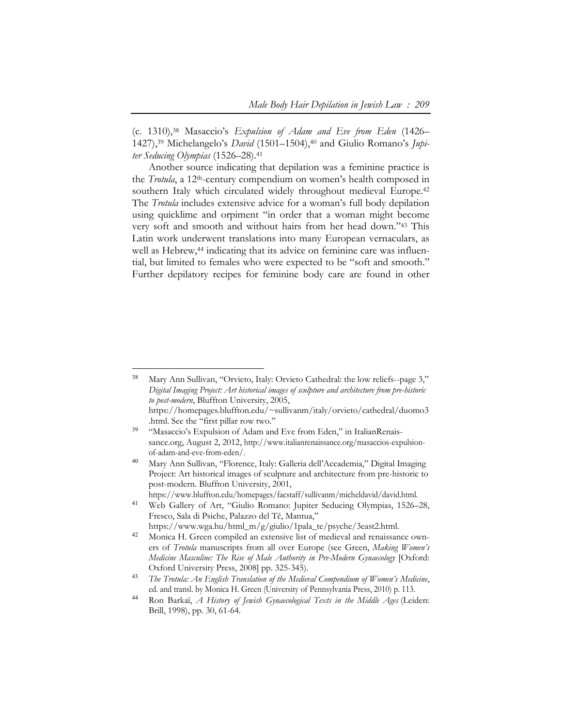(c. 1310),[38] Masaccio's *Expulsion of Adam and Eve from Eden* (1426–1427),[39] Michelangelo's *David* (1501–1504),[40] and Giulio Romano's *Jupiter Seducing Olympias* (1526–28).[41]

Another source indicating that depilation was a feminine practice is the *Trotula*, a 12th-century compendium on women's health composed in southern Italy which circulated widely throughout medieval Europe.[42] The *Trotula* includes extensive advice for a woman's full body depilation using quicklime and orpiment "in order that a woman might become very soft and smooth and without hairs from her head down."[43] This Latin work underwent translations into many European vernaculars, as well as Hebrew,[44] indicating that its advice on feminine care was influential, but limited to females who were expected to be "soft and smooth." Further depilatory recipes for feminine body care are found in other

---

[38] Mary Ann Sullivan, "Orvieto, Italy: Orvieto Cathedral: the low reliefs--page 3," *Digital Imaging Project: Art historical images of sculpture and architecture from pre-historic to post-modern*, Bluffton University, 2005, https://homepages.bluffton.edu/~sullivanm/italy/orvieto/cathedral/duomo3.html. See the "first pillar row two."

[39] "Masaccio's Expulsion of Adam and Eve from Eden," in ItalianRenaissance.org, August 2, 2012, http://www.italianrenaissance.org/masaccios-expulsion-of-adam-and-eve-from-eden/.

[40] Mary Ann Sullivan, "Florence, Italy: Galleria dell'Accademia," Digital Imaging Project: Art historical images of sculpture and architecture from pre-historic to post-modern. Bluffton University, 2001, https://www.bluffton.edu/homepages/facstaff/sullivanm/micheldavid/david.html.

[41] Web Gallery of Art, "Giulio Romano: Jupiter Seducing Olympias, 1526–28, Fresco, Sala di Psiche, Palazzo del Tě, Mantua," https://www.wga.hu/html_m/g/giulio/1pala_te/psyche/3east2.html.

[42] Monica H. Green compiled an extensive list of medieval and renaissance owners of *Trotula* manuscripts from all over Europe (see Green, *Making Women's Medicine Masculine: The Rise of Male Authority in Pre-Modern Gynaecology* [Oxford: Oxford University Press, 2008] pp. 325-345).

[43] *The Trotula: An English Translation of the Medieval Compendium of Women's Medicine*, ed. and transl. by Monica H. Green (University of Pennsylvania Press, 2010) p. 113.

[44] Ron Barkaï, *A History of Jewish Gynaecological Texts in the Middle Ages* (Leiden: Brill, 1998), pp. 30, 61-64.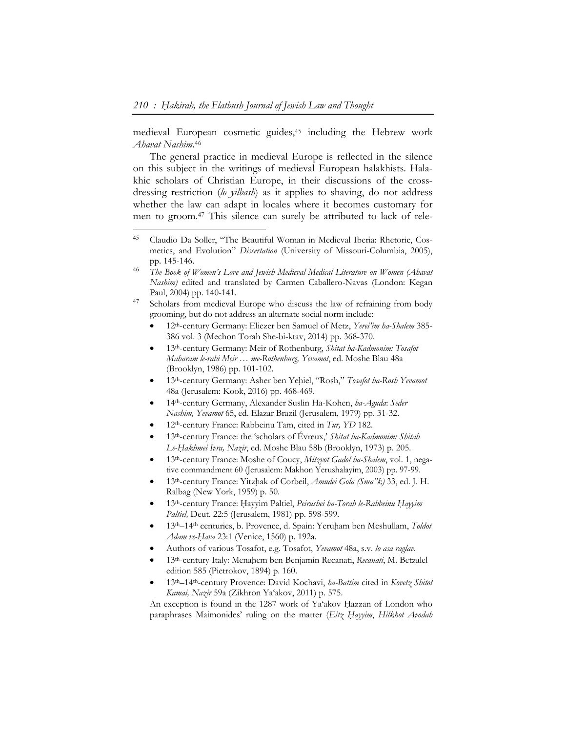medieval European cosmetic guides,[45] including the Hebrew work *Ahavat Nashim*.[46]

The general practice in medieval Europe is reflected in the silence on this subject in the writings of medieval European halakhists. Halakhic scholars of Christian Europe, in their discussions of the cross-dressing restriction (*lo yilbash*) as it applies to shaving, do not address whether the law can adapt in locales where it becomes customary for men to groom.[47] This silence can surely be attributed to lack of rele-

---

[45] Claudio Da Soller, "The Beautiful Woman in Medieval Iberia: Rhetoric, Cosmetics, and Evolution" *Dissertation* (University of Missouri-Columbia, 2005), pp. 145-146.

[46] *The Book of Women's Love and Jewish Medieval Medical Literature on Women (Ahavat Nashim)* edited and translated by Carmen Caballero-Navas (London: Kegan Paul, 2004) pp. 140-141.

[47] Scholars from medieval Europe who discuss the law of refraining from body grooming, but do not address an alternate social norm include:

- 12th-century Germany: Eliezer ben Samuel of Metz, *Yerei'im ha-Shalem* 385-386 vol. 3 (Mechon Torah She-bi-ktav, 2014) pp. 368-370.
- 13th-century Germany: Meir of Rothenburg, *Shitat ha-Kadmonim: Tosafot Maharam le-rabi Meir … me-Rothenburg, Yevamot*, ed. Moshe Blau 48a (Brooklyn, 1986) pp. 101-102.
- 13th-century Germany: Asher ben Yeḥiel, "Rosh," *Tosafot ha-Rosh Yevamot* 48a (Jerusalem: Kook, 2016) pp. 468-469.
- 14th-century Germany, Alexander Suslin Ha-Kohen, *ha-Aguda*: *Seder Nashim, Yevamot* 65, ed. Elazar Brazil (Jerusalem, 1979) pp. 31-32.
- 12th-century France: Rabbeinu Tam, cited in *Tur, YD* 182.
- 13th-century France: the 'scholars of Évreux,' *Shitat ha-Kadmonim: Shitah Le-Ḥakhmei Ivra, Nazir*, ed. Moshe Blau 58b (Brooklyn, 1973) p. 205.
- 13th-century France: Moshe of Coucy, *Mitzvot Gadol ha-Shalem*, vol. 1, negative commandment 60 (Jerusalem: Makhon Yerushalayim, 2003) pp. 97-99.
- 13th-century France: Yitzḥak of Corbeil, *Amudei Gola (Sma"k)* 33, ed. J. H. Ralbag (New York, 1959) p. 50.
- 13th-century France: Ḥayyim Paltiel, *Peirushei ha-Torah le-Rabbeinu Ḥayyim Paltiel,* Deut. 22:5 (Jerusalem, 1981) pp. 598-599.
- 13th–14th centuries, b. Provence, d. Spain: Yeruḥam ben Meshullam, *Toldot Adam ve-Ḥava* 23:1 (Venice, 1560) p. 192a.
- Authors of various Tosafot, e.g. Tosafot, *Yevamot* 48a, s.v. *lo asa raglav*.
- 13th-century Italy: Menaḥem ben Benjamin Recanati, *Recanati*, M. Betzalel edition 585 (Pietrokov, 1894) p. 160.
- 13th–14th-century Provence: David Kochavi, *ha-Battim* cited in *Kovetz Shitot Kamai, Nazir* 59a (Zikhron Ya'akov, 2011) p. 575.

An exception is found in the 1287 work of Ya'akov Ḥazzan of London who paraphrases Maimonides' ruling on the matter (*Eitz Ḥayyim*, *Hilkhot Avodah*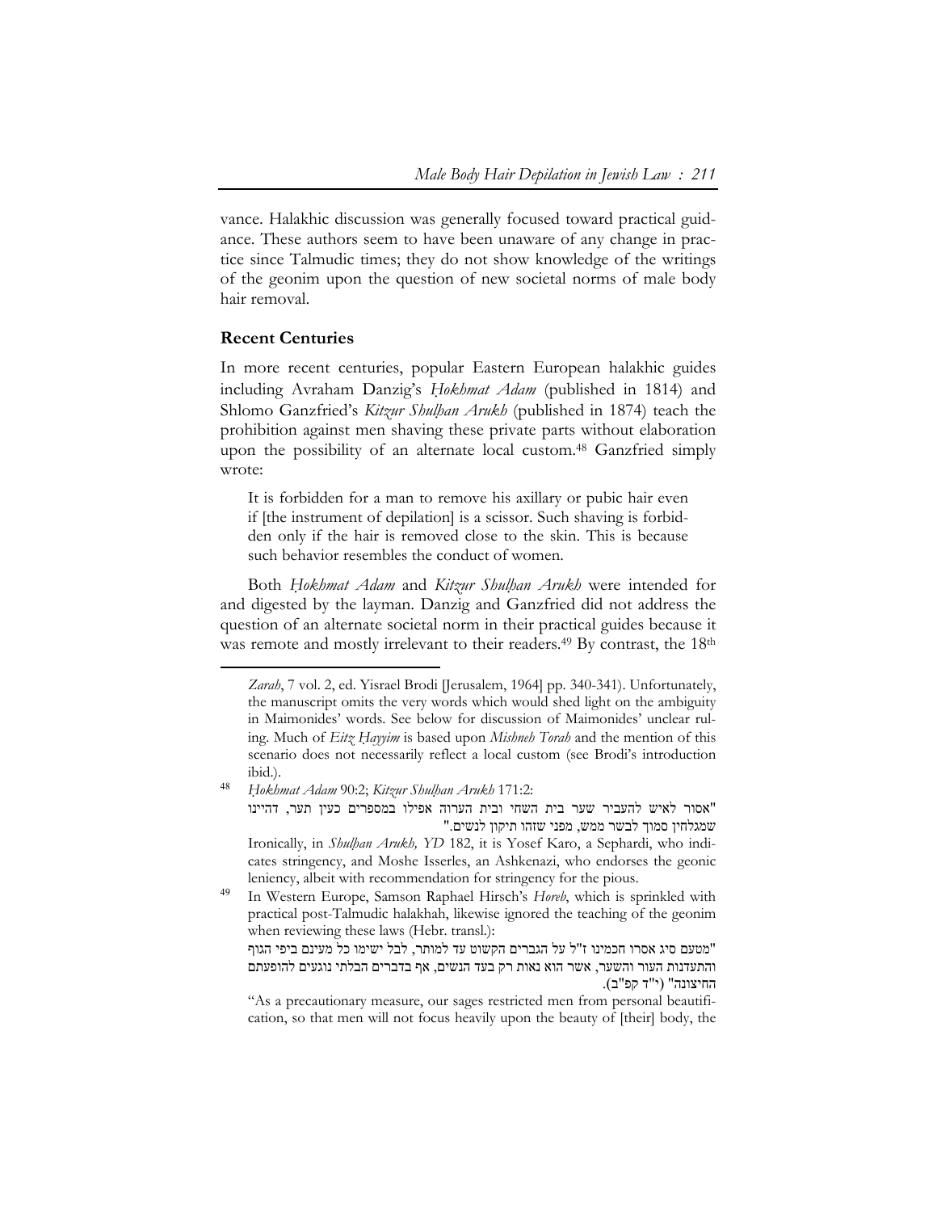vance. Halakhic discussion was generally focused toward practical guidance. These authors seem to have been unaware of any change in practice since Talmudic times; they do not show knowledge of the writings of the geonim upon the question of new societal norms of male body hair removal.

## Recent Centuries

In more recent centuries, popular Eastern European halakhic guides including Avraham Danzig's *Ḥokhmat Adam* (published in 1814) and Shlomo Ganzfried's *Kitzur Shulḥan Arukh* (published in 1874) teach the prohibition against men shaving these private parts without elaboration upon the possibility of an alternate local custom.[48] Ganzfried simply wrote:

> It is forbidden for a man to remove his axillary or pubic hair even if [the instrument of depilation] is a scissor. Such shaving is forbidden only if the hair is removed close to the skin. This is because such behavior resembles the conduct of women.

Both *Ḥokhmat Adam* and *Kitzur Shulḥan Arukh* were intended for and digested by the layman. Danzig and Ganzfried did not address the question of an alternate societal norm in their practical guides because it was remote and mostly irrelevant to their readers.[49] By contrast, the 18th

---

*Zarah*, 7 vol. 2, ed. Yisrael Brodi [Jerusalem, 1964] pp. 340-341). Unfortunately, the manuscript omits the very words which would shed light on the ambiguity in Maimonides' words. See below for discussion of Maimonides' unclear ruling. Much of *Eitz Ḥayyim* is based upon *Mishneh Torah* and the mention of this scenario does not necessarily reflect a local custom (see Brodi's introduction ibid.).

48 *Ḥokhmat Adam* 90:2; *Kitzur Shulḥan Arukh* 171:2:
"אסור לאיש להעביר שער בית השחי ובית הערוה אפילו במספרים כעין תער, דהיינו שמגלחין סמוך לבשר ממש, מפני שזהו תיקון לנשים."
Ironically, in *Shulḥan Arukh, YD* 182, it is Yosef Karo, a Sephardi, who indicates stringency, and Moshe Isserles, an Ashkenazi, who endorses the geonic leniency, albeit with recommendation for stringency for the pious.

49 In Western Europe, Samson Raphael Hirsch's *Horeb*, which is sprinkled with practical post-Talmudic halakhah, likewise ignored the teaching of the geonim when reviewing these laws (Hebr. transl.):
"מטעם סיג אסרו חכמינו ז"ל על הגברים הקשוט עד למותר, לבל ישימו כל מעינם ביפי הגוף והתעדנות העור והשער, אשר הוא נאות רק בעד הנשים, אף בדברים הבלתי נוגעים להופעתם החיצונה" (י"ד קפ"ב).
"As a precautionary measure, our sages restricted men from personal beautification, so that men will not focus heavily upon the beauty of [their] body, the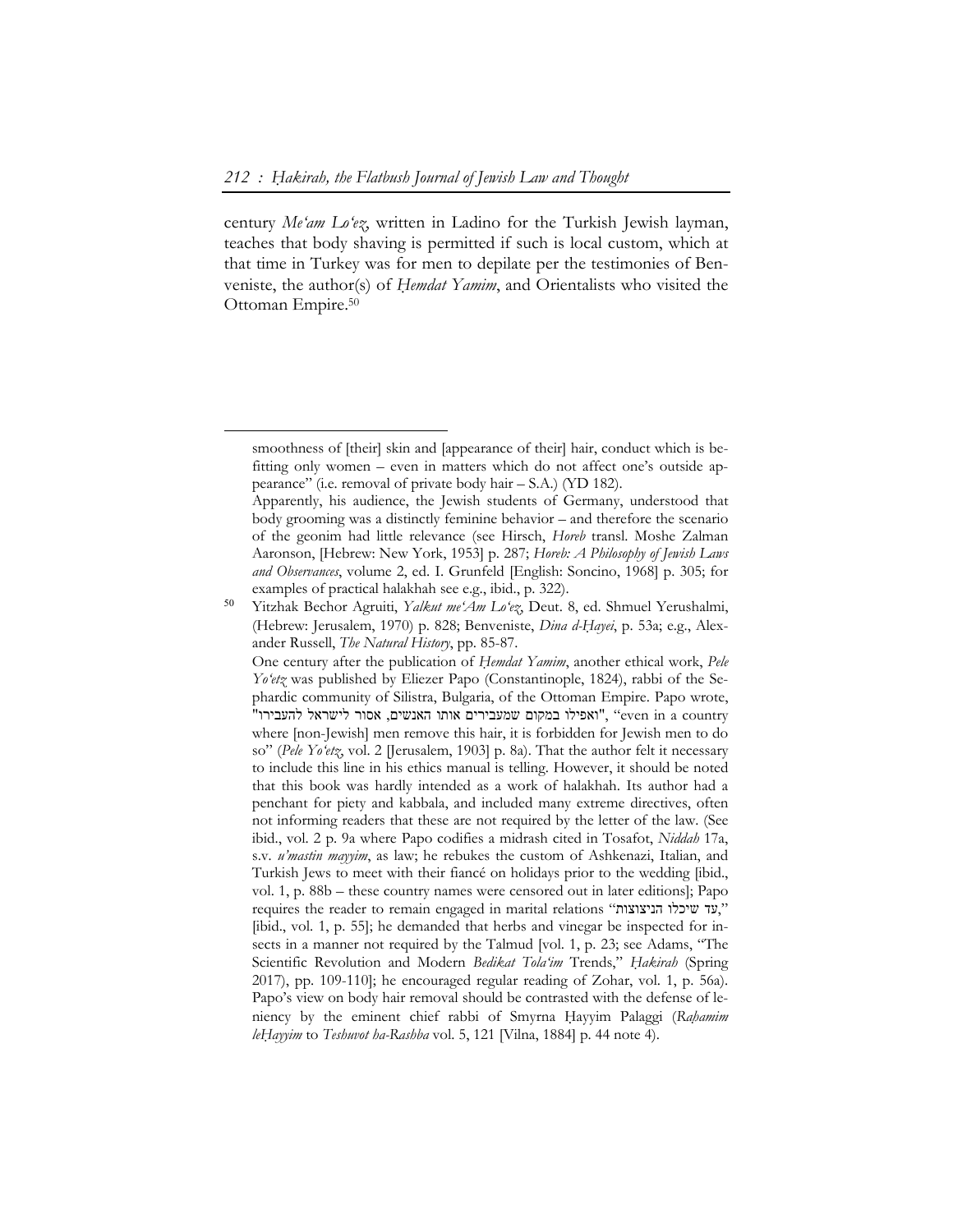century *Me'am Lo'ez*, written in Ladino for the Turkish Jewish layman, teaches that body shaving is permitted if such is local custom, which at that time in Turkey was for men to depilate per the testimonies of Benveniste, the author(s) of *Ḥemdat Yamim*, and Orientalists who visited the Ottoman Empire.[50]

---

smoothness of [their] skin and [appearance of their] hair, conduct which is befitting only women – even in matters which do not affect one's outside appearance" (i.e. removal of private body hair – S.A.) (YD 182).

Apparently, his audience, the Jewish students of Germany, understood that body grooming was a distinctly feminine behavior – and therefore the scenario of the geonim had little relevance (see Hirsch, *Horeb* transl. Moshe Zalman Aaronson, [Hebrew: New York, 1953] p. 287; *Horeb: A Philosophy of Jewish Laws and Observances*, volume 2, ed. I. Grunfeld [English: Soncino, 1968] p. 305; for examples of practical halakhah see e.g., ibid., p. 322).

[50] Yitzhak Bechor Agruiti, *Yalkut me'Am Lo'ez*, Deut. 8, ed. Shmuel Yerushalmi, (Hebrew: Jerusalem, 1970) p. 828; Benveniste, *Dina d-Ḥayei*, p. 53a; e.g., Alexander Russell, *The Natural History*, pp. 85-87.

One century after the publication of *Ḥemdat Yamim*, another ethical work, *Pele Yo'etz* was published by Eliezer Papo (Constantinople, 1824), rabbi of the Sephardic community of Silistra, Bulgaria, of the Ottoman Empire. Papo wrote, "ואפילו במקום שמעבירים אותו האנשים, אסור לישראל להעבירו," "even in a country where [non-Jewish] men remove this hair, it is forbidden for Jewish men to do so" (*Pele Yo'etz*, vol. 2 [Jerusalem, 1903] p. 8a). That the author felt it necessary to include this line in his ethics manual is telling. However, it should be noted that this book was hardly intended as a work of halakhah. Its author had a penchant for piety and kabbala, and included many extreme directives, often not informing readers that these are not required by the letter of the law. (See ibid., vol. 2 p. 9a where Papo codifies a midrash cited in Tosafot, *Niddah* 17a, s.v. *u'mastin mayyim*, as law; he rebukes the custom of Ashkenazi, Italian, and Turkish Jews to meet with their fiancé on holidays prior to the wedding [ibid., vol. 1, p. 88b – these country names were censored out in later editions]; Papo requires the reader to remain engaged in marital relations "עד שיכלו הניצוצות," [ibid., vol. 1, p. 55]; he demanded that herbs and vinegar be inspected for insects in a manner not required by the Talmud [vol. 1, p. 23; see Adams, "The Scientific Revolution and Modern *Bedikat Tola'im* Trends," *Ḥakirah* (Spring 2017), pp. 109-110]; he encouraged regular reading of Zohar, vol. 1, p. 56a). Papo's view on body hair removal should be contrasted with the defense of leniency by the eminent chief rabbi of Smyrna Ḥayyim Palaggi (*Raḥamim leḤayyim* to *Teshuvot ha-Rashba* vol. 5, 121 [Vilna, 1884] p. 44 note 4).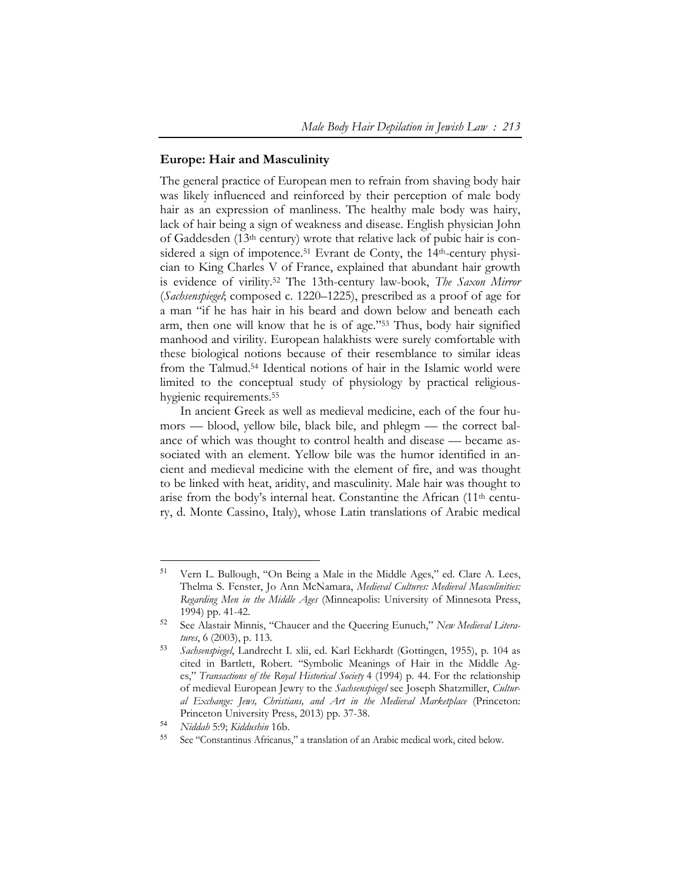## Europe: Hair and Masculinity

The general practice of European men to refrain from shaving body hair was likely influenced and reinforced by their perception of male body hair as an expression of manliness. The healthy male body was hairy, lack of hair being a sign of weakness and disease. English physician John of Gaddesden (13th century) wrote that relative lack of pubic hair is considered a sign of impotence.[51] Evrant de Conty, the 14th-century physician to King Charles V of France, explained that abundant hair growth is evidence of virility.[52] The 13th-century law-book, *The Saxon Mirror* (*Sachsenspiegel*; composed c. 1220–1225), prescribed as a proof of age for a man "if he has hair in his beard and down below and beneath each arm, then one will know that he is of age."[53] Thus, body hair signified manhood and virility. European halakhists were surely comfortable with these biological notions because of their resemblance to similar ideas from the Talmud.[54] Identical notions of hair in the Islamic world were limited to the conceptual study of physiology by practical religious-hygienic requirements.[55]

In ancient Greek as well as medieval medicine, each of the four humors — blood, yellow bile, black bile, and phlegm — the correct balance of which was thought to control health and disease — became associated with an element. Yellow bile was the humor identified in ancient and medieval medicine with the element of fire, and was thought to be linked with heat, aridity, and masculinity. Male hair was thought to arise from the body's internal heat. Constantine the African (11th century, d. Monte Cassino, Italy), whose Latin translations of Arabic medical

---

[51] Vern L. Bullough, "On Being a Male in the Middle Ages," ed. Clare A. Lees, Thelma S. Fenster, Jo Ann McNamara, *Medieval Cultures: Medieval Masculinities: Regarding Men in the Middle Ages* (Minneapolis: University of Minnesota Press, 1994) pp. 41-42.

[52] See Alastair Minnis, "Chaucer and the Queering Eunuch," *New Medieval Literatures*, 6 (2003), p. 113.

[53] *Sachsenspiegel*, Landrecht I. xlii, ed. Karl Eckhardt (Gottingen, 1955), p. 104 as cited in Bartlett, Robert. "Symbolic Meanings of Hair in the Middle Ages," *Transactions of the Royal Historical Society* 4 (1994) p. 44. For the relationship of medieval European Jewry to the *Sachsenspiegel* see Joseph Shatzmiller, *Cultural Exchange: Jews, Christians, and Art in the Medieval Marketplace* (Princeton: Princeton University Press, 2013) pp. 37-38.

[54] *Niddah* 5:9; *Kiddushin* 16b.

[55] See "Constantinus Africanus," a translation of an Arabic medical work, cited below.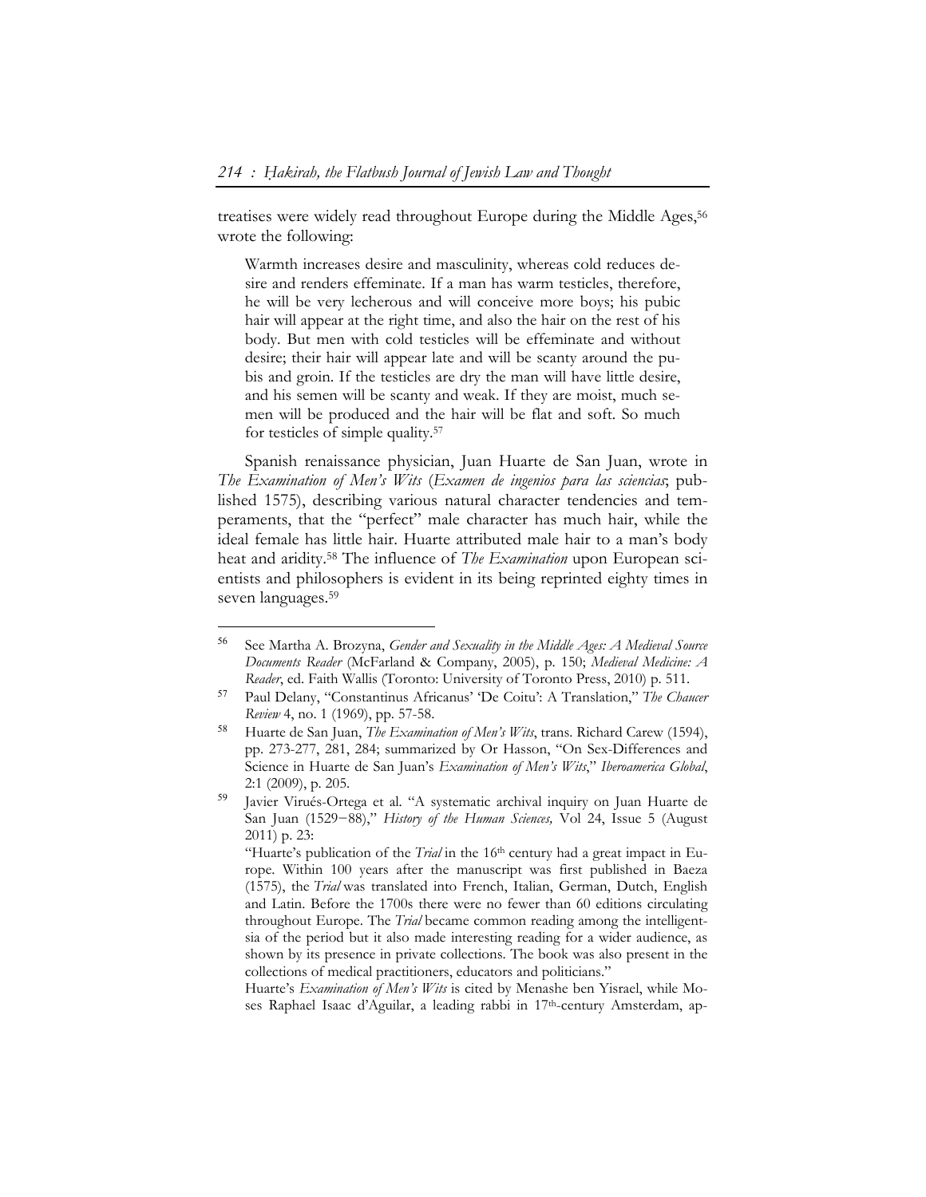treatises were widely read throughout Europe during the Middle Ages,[56] wrote the following:

> Warmth increases desire and masculinity, whereas cold reduces desire and renders effeminate. If a man has warm testicles, therefore, he will be very lecherous and will conceive more boys; his pubic hair will appear at the right time, and also the hair on the rest of his body. But men with cold testicles will be effeminate and without desire; their hair will appear late and will be scanty around the pubis and groin. If the testicles are dry the man will have little desire, and his semen will be scanty and weak. If they are moist, much semen will be produced and the hair will be flat and soft. So much for testicles of simple quality.[57]

Spanish renaissance physician, Juan Huarte de San Juan, wrote in *The Examination of Men's Wits* (*Examen de ingenios para las sciencias*; published 1575), describing various natural character tendencies and temperaments, that the "perfect" male character has much hair, while the ideal female has little hair. Huarte attributed male hair to a man's body heat and aridity.[58] The influence of *The Examination* upon European scientists and philosophers is evident in its being reprinted eighty times in seven languages.[59]

---

[56] See Martha A. Brozyna, *Gender and Sexuality in the Middle Ages: A Medieval Source Documents Reader* (McFarland & Company, 2005), p. 150; *Medieval Medicine: A Reader*, ed. Faith Wallis (Toronto: University of Toronto Press, 2010) p. 511.

[57] Paul Delany, "Constantinus Africanus' 'De Coitu': A Translation," *The Chaucer Review* 4, no. 1 (1969), pp. 57-58.

[58] Huarte de San Juan, *The Examination of Men's Wits*, trans. Richard Carew (1594), pp. 273-277, 281, 284; summarized by Or Hasson, "On Sex-Differences and Science in Huarte de San Juan's *Examination of Men's Wits*," *Iberoamerica Global*, 2:1 (2009), p. 205.

[59] Javier Virués-Ortega et al. "A systematic archival inquiry on Juan Huarte de San Juan (1529−88)," *History of the Human Sciences,* Vol 24, Issue 5 (August 2011) p. 23:

"Huarte's publication of the *Trial* in the 16th century had a great impact in Europe. Within 100 years after the manuscript was first published in Baeza (1575), the *Trial* was translated into French, Italian, German, Dutch, English and Latin. Before the 1700s there were no fewer than 60 editions circulating throughout Europe. The *Trial* became common reading among the intelligentsia of the period but it also made interesting reading for a wider audience, as shown by its presence in private collections. The book was also present in the collections of medical practitioners, educators and politicians."

Huarte's *Examination of Men's Wits* is cited by Menashe ben Yisrael, while Moses Raphael Isaac d'Aguilar, a leading rabbi in 17th-century Amsterdam, ap-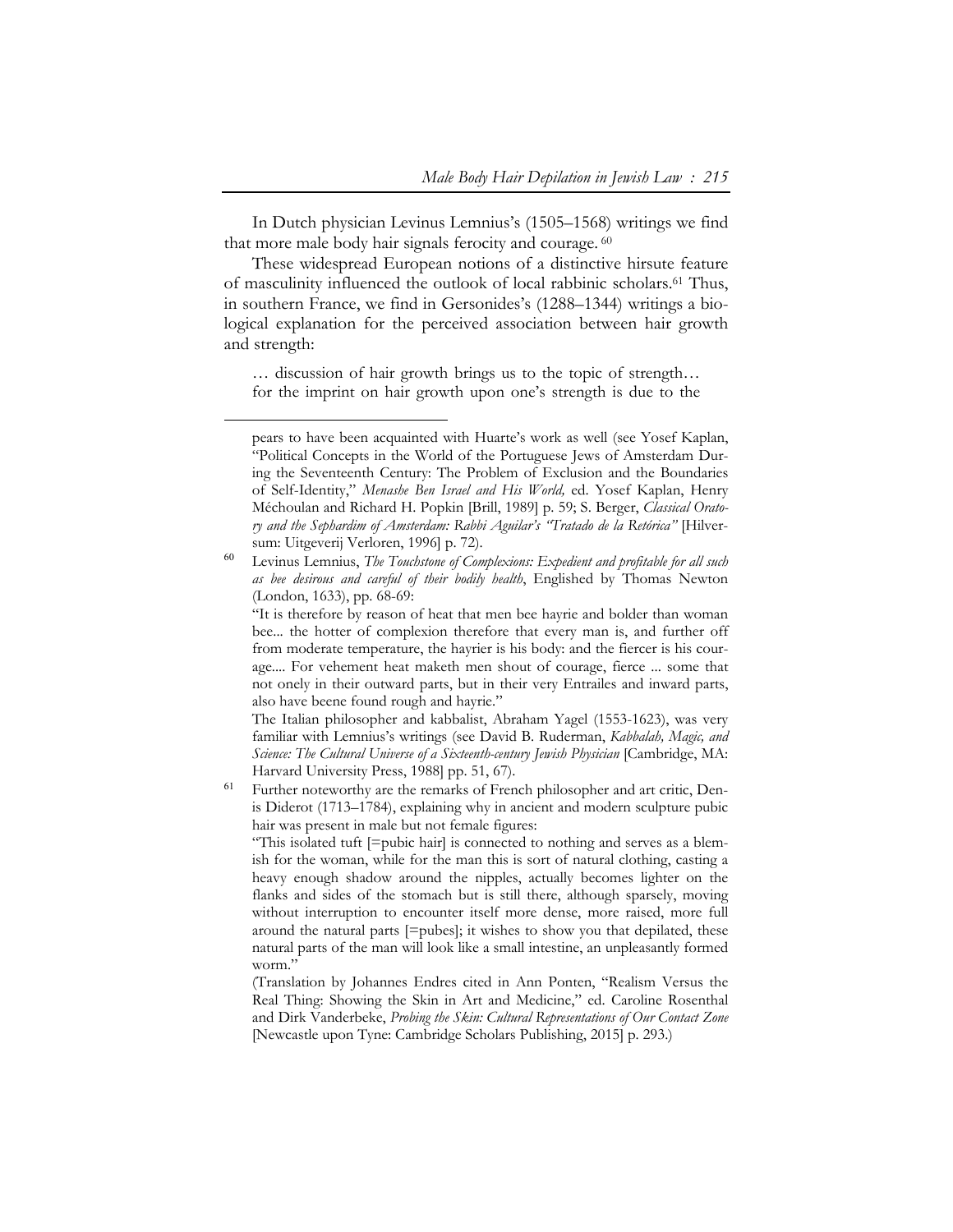In Dutch physician Levinus Lemnius's (1505–1568) writings we find that more male body hair signals ferocity and courage. [60]

These widespread European notions of a distinctive hirsute feature of masculinity influenced the outlook of local rabbinic scholars.[61] Thus, in southern France, we find in Gersonides's (1288–1344) writings a biological explanation for the perceived association between hair growth and strength:

> … discussion of hair growth brings us to the topic of strength… for the imprint on hair growth upon one's strength is due to the

---

pears to have been acquainted with Huarte's work as well (see Yosef Kaplan, "Political Concepts in the World of the Portuguese Jews of Amsterdam During the Seventeenth Century: The Problem of Exclusion and the Boundaries of Self-Identity," *Menashe Ben Israel and His World,* ed. Yosef Kaplan, Henry Méchoulan and Richard H. Popkin [Brill, 1989] p. 59; S. Berger, *Classical Oratory and the Sephardim of Amsterdam: Rabbi Aguilar's "Tratado de la Retórica"* [Hilversum: Uitgeverij Verloren, 1996] p. 72).

[60] Levinus Lemnius, *The Touchstone of Complexions: Expedient and profitable for all such as bee desirous and careful of their bodily health*, Englished by Thomas Newton (London, 1633), pp. 68-69:

"It is therefore by reason of heat that men bee hayrie and bolder than woman bee... the hotter of complexion therefore that every man is, and further off from moderate temperature, the hayrier is his body: and the fiercer is his courage.... For vehement heat maketh men shout of courage, fierce ... some that not onely in their outward parts, but in their very Entrailes and inward parts, also have beene found rough and hayrie."

The Italian philosopher and kabbalist, Abraham Yagel (1553-1623), was very familiar with Lemnius's writings (see David B. Ruderman, *Kabbalah, Magic, and Science: The Cultural Universe of a Sixteenth-century Jewish Physician* [Cambridge, MA: Harvard University Press, 1988] pp. 51, 67).

[61] Further noteworthy are the remarks of French philosopher and art critic, Denis Diderot (1713–1784), explaining why in ancient and modern sculpture pubic hair was present in male but not female figures:

"This isolated tuft [=pubic hair] is connected to nothing and serves as a blemish for the woman, while for the man this is sort of natural clothing, casting a heavy enough shadow around the nipples, actually becomes lighter on the flanks and sides of the stomach but is still there, although sparsely, moving without interruption to encounter itself more dense, more raised, more full around the natural parts [=pubes]; it wishes to show you that depilated, these natural parts of the man will look like a small intestine, an unpleasantly formed worm."

(Translation by Johannes Endres cited in Ann Ponten, "Realism Versus the Real Thing: Showing the Skin in Art and Medicine," ed. Caroline Rosenthal and Dirk Vanderbeke, *Probing the Skin: Cultural Representations of Our Contact Zone* [Newcastle upon Tyne: Cambridge Scholars Publishing, 2015] p. 293.)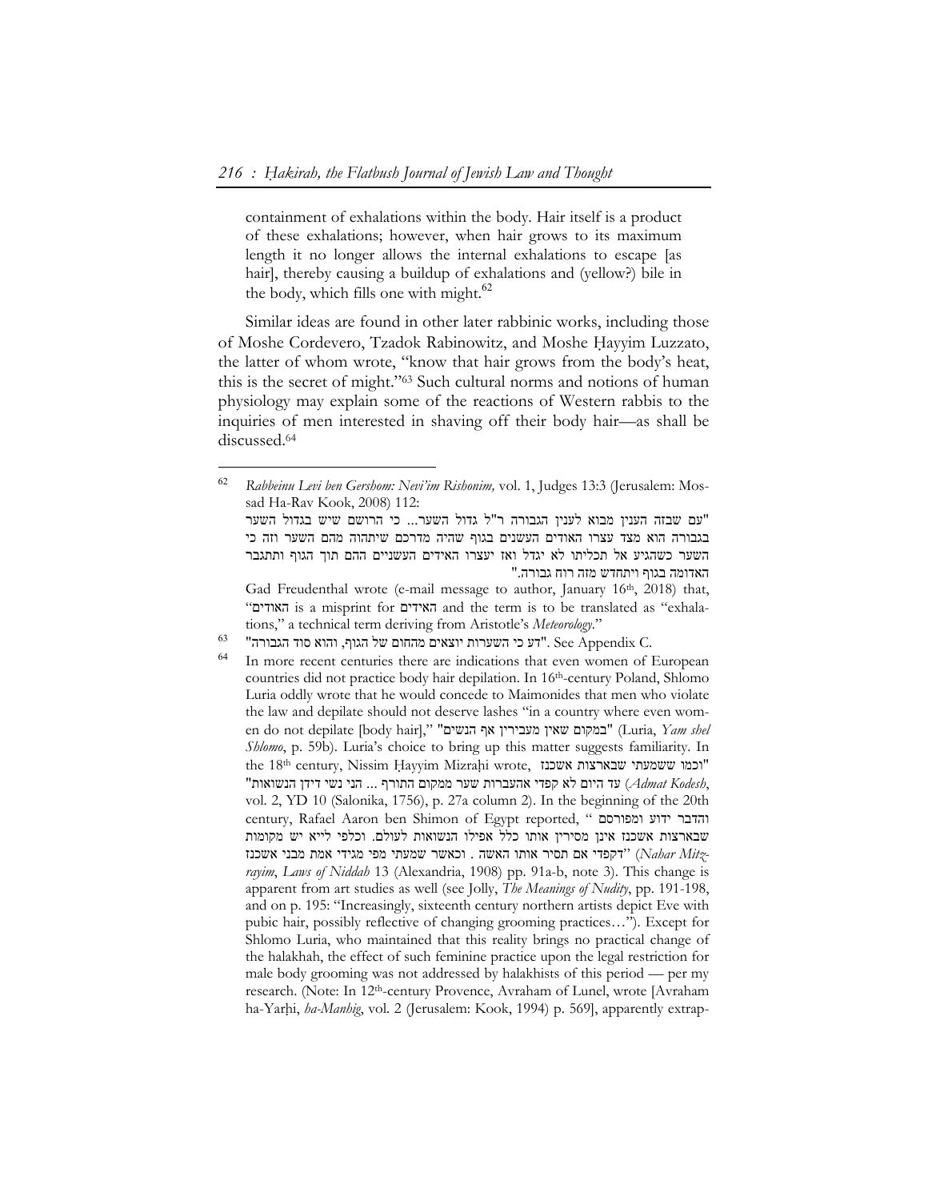containment of exhalations within the body. Hair itself is a product of these exhalations; however, when hair grows to its maximum length it no longer allows the internal exhalations to escape [as hair], thereby causing a buildup of exhalations and (yellow?) bile in the body, which fills one with might.[62]

Similar ideas are found in other later rabbinic works, including those of Moshe Cordevero, Tzadok Rabinowitz, and Moshe Ḥayyim Luzzato, the latter of whom wrote, "know that hair grows from the body's heat, this is the secret of might."[63] Such cultural norms and notions of human physiology may explain some of the reactions of Western rabbis to the inquiries of men interested in shaving off their body hair—as shall be discussed.[64]

---

[62] *Rabbeinu Levi ben Gershom: Nevi'im Rishonim,* vol. 1, Judges 13:3 (Jerusalem: Mossad Ha-Rav Kook, 2008) 112:
"עם שבזה הענין מבוא לענין הגבורה ר"ל גדול השער... כי הרושם שיש בגדול השער בגבורה הוא מצד עצרו האודים העשנים בגוף שהיה מדרכם שיתהוה מהם השער וזה כי השער כשהגיע אל תכליתו לא יגדל ואז יעצרו האידים העשניים ההם תוך הגוף ותתגבר האדומה בגוף ויתחדש מזה רוח גבורה."
Gad Freudenthal wrote (e-mail message to author, January 16th, 2018) that, "האודים is a misprint for האידים and the term is to be translated as "exhalations," a technical term deriving from Aristotle's *Meteorology*."

[63] "דע כי השערות יוצאים מהחום של הגוף, והוא סוד הגבורה". See Appendix C.

[64] In more recent centuries there are indications that even women of European countries did not practice body hair depilation. In 16th-century Poland, Shlomo Luria oddly wrote that he would concede to Maimonides that men who violate the law and depilate should not deserve lashes "in a country where even women do not depilate [body hair]," "במקום שאין מעבירין אף הנשים" (Luria, *Yam shel Shlomo*, p. 59b). Luria's choice to bring up this matter suggests familiarity. In the 18th century, Nissim Ḥayyim Mizraḥi wrote, "וכמו ששמעתי שבארצות אשכנז עד היום לא קפדי אהעברות שער ממקום התורף ... הני נשי דידן הנשואות" (*Admat Kodesh*, vol. 2, YD 10 (Salonika, 1756), p. 27a column 2). In the beginning of the 20th century, Rafael Aaron ben Shimon of Egypt reported, "והדבר ידוע ומפורסם שבארצות אשכנז אינן מסירין אותו כלל אפילו הנשואות לעולם. וכלפי לייא יש מקומות דקפדי אם תסיר אותו האשה . וכאשר שמעתי מפי מגידי אמת מבני אשכנז" (*Nahar Mitzrayim*, *Laws of Niddah* 13 (Alexandria, 1908) pp. 91a-b, note 3). This change is apparent from art studies as well (see Jolly, *The Meanings of Nudity*, pp. 191-198, and on p. 195: "Increasingly, sixteenth century northern artists depict Eve with pubic hair, possibly reflective of changing grooming practices…"). Except for Shlomo Luria, who maintained that this reality brings no practical change of the halakhah, the effect of such feminine practice upon the legal restriction for male body grooming was not addressed by halakhists of this period — per my research. (Note: In 12th-century Provence, Avraham of Lunel, wrote [Avraham ha-Yarḥi, *ha-Manhig*, vol. 2 (Jerusalem: Kook, 1994) p. 569], apparently extrap-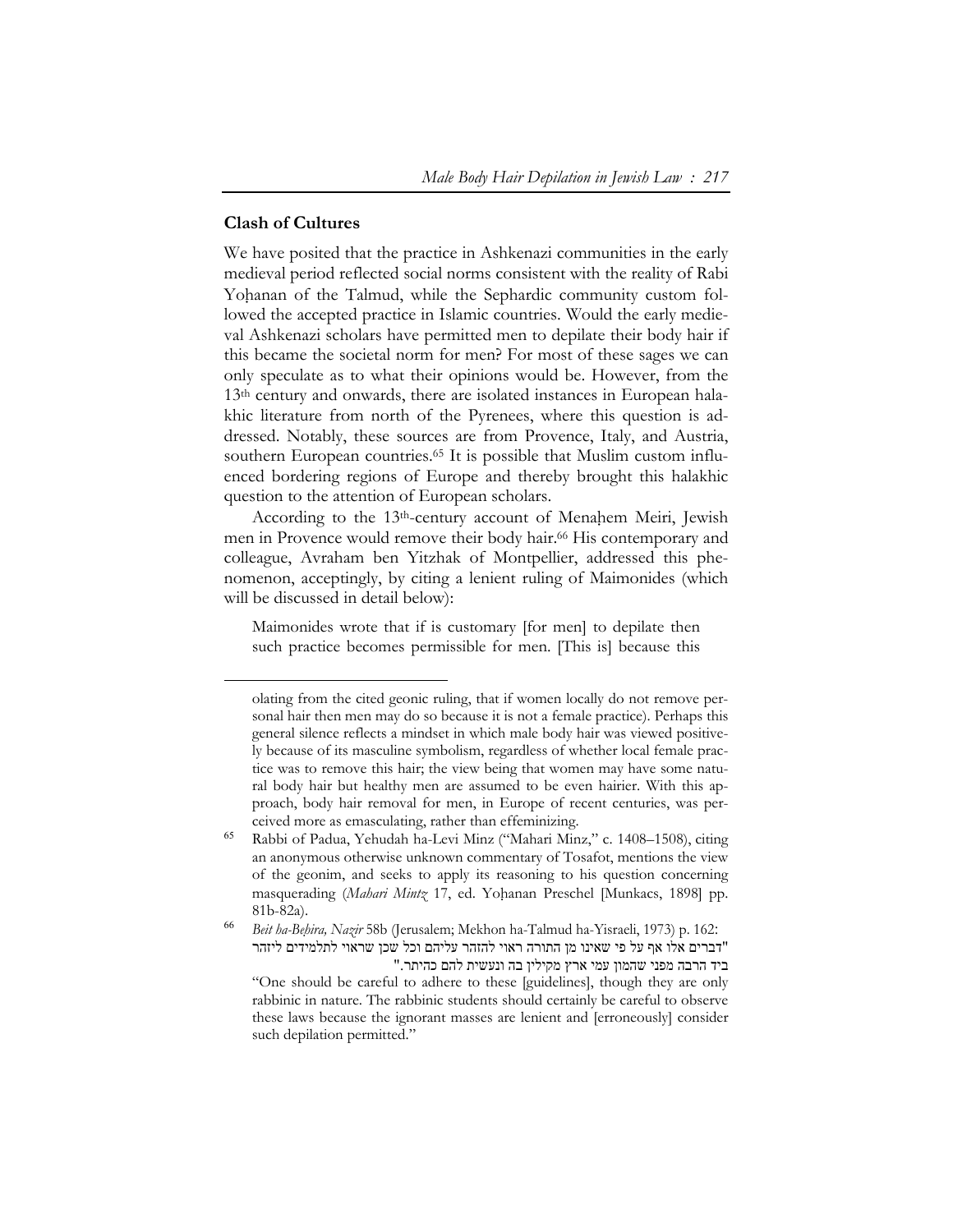## Clash of Cultures

We have posited that the practice in Ashkenazi communities in the early medieval period reflected social norms consistent with the reality of Rabi Yoḥanan of the Talmud, while the Sephardic community custom followed the accepted practice in Islamic countries. Would the early medieval Ashkenazi scholars have permitted men to depilate their body hair if this became the societal norm for men? For most of these sages we can only speculate as to what their opinions would be. However, from the 13th century and onwards, there are isolated instances in European halakhic literature from north of the Pyrenees, where this question is addressed. Notably, these sources are from Provence, Italy, and Austria, southern European countries.[65] It is possible that Muslim custom influenced bordering regions of Europe and thereby brought this halakhic question to the attention of European scholars.

According to the 13th-century account of Menaḥem Meiri, Jewish men in Provence would remove their body hair.[66] His contemporary and colleague, Avraham ben Yitzhak of Montpellier, addressed this phenomenon, acceptingly, by citing a lenient ruling of Maimonides (which will be discussed in detail below):

> Maimonides wrote that if is customary [for men] to depilate then such practice becomes permissible for men. [This is] because this

---

olating from the cited geonic ruling, that if women locally do not remove personal hair then men may do so because it is not a female practice). Perhaps this general silence reflects a mindset in which male body hair was viewed positively because of its masculine symbolism, regardless of whether local female practice was to remove this hair; the view being that women may have some natural body hair but healthy men are assumed to be even hairier. With this approach, body hair removal for men, in Europe of recent centuries, was perceived more as emasculating, rather than effeminizing.

65 Rabbi of Padua, Yehudah ha-Levi Minz ("Mahari Minz," c. 1408–1508), citing an anonymous otherwise unknown commentary of Tosafot, mentions the view of the geonim, and seeks to apply its reasoning to his question concerning masquerading (*Mahari Mintz* 17, ed. Yoḥanan Preschel [Munkacs, 1898] pp. 81b-82a).

66 *Beit ha-Beḥira, Nazir* 58b (Jerusalem; Mekhon ha-Talmud ha-Yisraeli, 1973) p. 162: "דברים אלו אף על פי שאינו מן התורה ראוי להזהר עליהם וכל שכן שראוי לתלמידים ליזהר ביד הרבה מפני שהמון עמי ארץ מקילין בה ונעשית להם כהיתר."
"One should be careful to adhere to these [guidelines], though they are only rabbinic in nature. The rabbinic students should certainly be careful to observe these laws because the ignorant masses are lenient and [erroneously] consider such depilation permitted."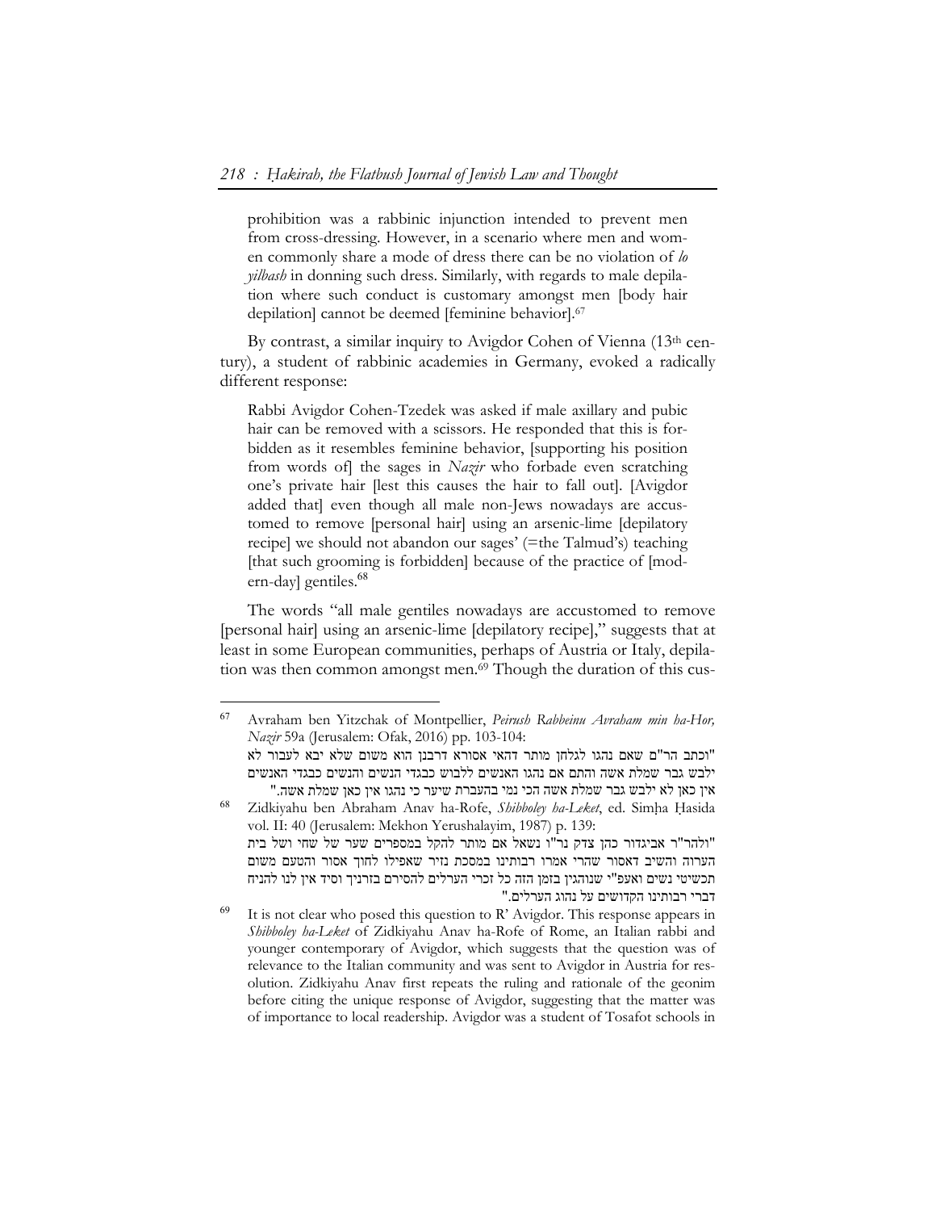> prohibition was a rabbinic injunction intended to prevent men from cross-dressing. However, in a scenario where men and women commonly share a mode of dress there can be no violation of *lo yilbash* in donning such dress. Similarly, with regards to male depilation where such conduct is customary amongst men [body hair depilation] cannot be deemed [feminine behavior].[67]

By contrast, a similar inquiry to Avigdor Cohen of Vienna (13th century), a student of rabbinic academies in Germany, evoked a radically different response:

> Rabbi Avigdor Cohen-Tzedek was asked if male axillary and pubic hair can be removed with a scissors. He responded that this is forbidden as it resembles feminine behavior, [supporting his position from words of] the sages in *Nazir* who forbade even scratching one's private hair [lest this causes the hair to fall out]. [Avigdor added that] even though all male non-Jews nowadays are accustomed to remove [personal hair] using an arsenic-lime [depilatory recipe] we should not abandon our sages' (=the Talmud's) teaching [that such grooming is forbidden] because of the practice of [modern-day] gentiles.[68]

The words "all male gentiles nowadays are accustomed to remove [personal hair] using an arsenic-lime [depilatory recipe]," suggests that at least in some European communities, perhaps of Austria or Italy, depilation was then common amongst men.[69] Though the duration of this cus-

---

[67] Avraham ben Yitzchak of Montpellier, *Peirush Rabbeinu Avraham min ha-Hor, Nazir* 59a (Jerusalem: Ofak, 2016) pp. 103-104:
"וכתב הר"ם שאם נהגו לגלחן מותר דהאי אסורא דרבנן הוא משום שלא יבא לעבור לא ילבש גבר שמלת אשה והתם אם נהגו האנשים ללבוש כבגדי הנשים והנשים כבגדי האנשים אין כאן לא ילבש גבר שמלת אשה הכי נמי בהעברת שיער כי נהגו אין כאן שמלת אשה."

[68] Zidkiyahu ben Abraham Anav ha-Rofe, *Shibboley ha-Leket*, ed. Simḥa Ḥasida vol. II: 40 (Jerusalem: Mekhon Yerushalayim, 1987) p. 139:
"ולהר"ר אביגדור כהן צדק נר"ו נשאל אם מותר להקל במספרים שער של שחי ושל בית הערוה והשיב דאסור שהרי אמרו רבותינו במסכת נזיר שאפילו לחוך אסור והטעם משום תכשיטי נשים ואעפ"י שנוהגין בזמן הזה כל זכרי הערלים להסירם בזרניך וסיד אין לנו להניח דברי רבותינו הקדושים על נהוג הערלים."

[69] It is not clear who posed this question to R' Avigdor. This response appears in *Shibboley ha-Leket* of Zidkiyahu Anav ha-Rofe of Rome, an Italian rabbi and younger contemporary of Avigdor, which suggests that the question was of relevance to the Italian community and was sent to Avigdor in Austria for resolution. Zidkiyahu Anav first repeats the ruling and rationale of the geonim before citing the unique response of Avigdor, suggesting that the matter was of importance to local readership. Avigdor was a student of Tosafot schools in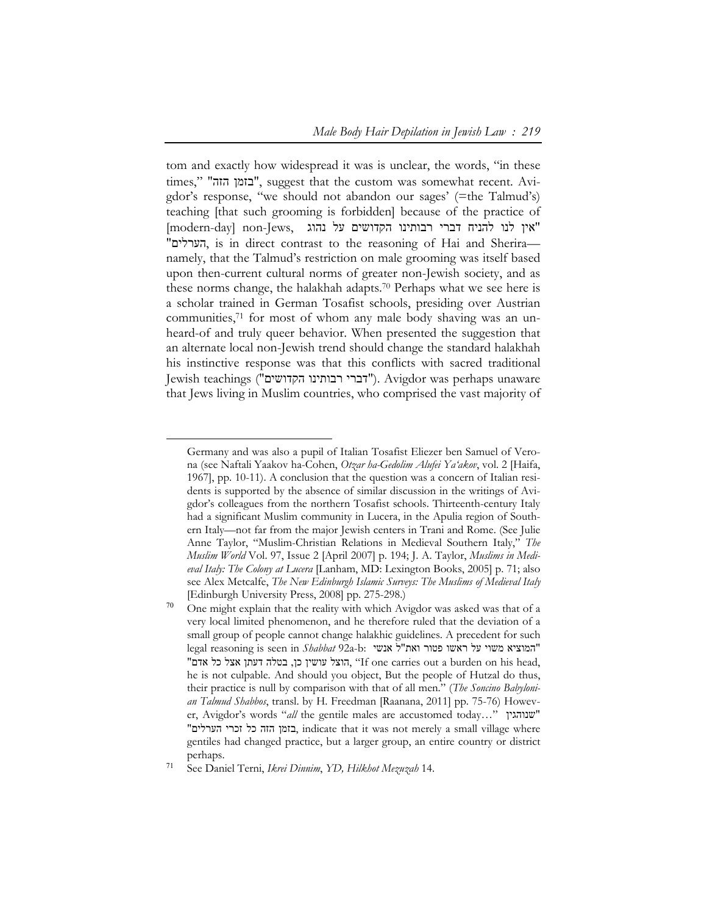tom and exactly how widespread it was is unclear, the words, "in these times," "בזמן הזה", suggest that the custom was somewhat recent. Avigdor's response, "we should not abandon our sages' (=the Talmud's) teaching [that such grooming is forbidden] because of the practice of [modern-day] non-Jews, "אין לנו להניח דברי רבותינו הקדושים על נהוג הערלים", is in direct contrast to the reasoning of Hai and Sherira—namely, that the Talmud's restriction on male grooming was itself based upon then-current cultural norms of greater non-Jewish society, and as these norms change, the halakhah adapts.[70] Perhaps what we see here is a scholar trained in German Tosafist schools, presiding over Austrian communities,[71] for most of whom any male body shaving was an unheard-of and truly queer behavior. When presented the suggestion that an alternate local non-Jewish trend should change the standard halakhah his instinctive response was that this conflicts with sacred traditional Jewish teachings ("דברי רבותינו הקדושים"). Avigdor was perhaps unaware that Jews living in Muslim countries, who comprised the vast majority of

---

Germany and was also a pupil of Italian Tosafist Eliezer ben Samuel of Verona (see Naftali Yaakov ha-Cohen, *Otzar ha-Gedolim Alufei Ya'akov*, vol. 2 [Haifa, 1967], pp. 10-11). A conclusion that the question was a concern of Italian residents is supported by the absence of similar discussion in the writings of Avigdor's colleagues from the northern Tosafist schools. Thirteenth-century Italy had a significant Muslim community in Lucera, in the Apulia region of Southern Italy—not far from the major Jewish centers in Trani and Rome. (See Julie Anne Taylor, "Muslim-Christian Relations in Medieval Southern Italy," *The Muslim World* Vol. 97, Issue 2 [April 2007] p. 194; J. A. Taylor, *Muslims in Medieval Italy: The Colony at Lucera* [Lanham, MD: Lexington Books, 2005] p. 71; also see Alex Metcalfe, *The New Edinburgh Islamic Surveys: The Muslims of Medieval Italy* [Edinburgh University Press, 2008] pp. 275-298.)

[70] One might explain that the reality with which Avigdor was asked was that of a very local limited phenomenon, and he therefore ruled that the deviation of a small group of people cannot change halakhic guidelines. A precedent for such legal reasoning is seen in *Shabbat* 92a-b: "המוציא משוי על ראשו פטור ואת"ל אנשי הוצל עושין כן, בטלה דעתן אצל כל אדם", "If one carries out a burden on his head, he is not culpable. And should you object, But the people of Hutzal do thus, their practice is null by comparison with that of all men." (*The Soncino Babylonian Talmud Shabbos*, transl. by H. Freedman [Raanana, 2011] pp. 75-76) However, Avigdor's words "*all* the gentile males are accustomed today…" "שנוהגין בזמן הזה כל זכרי הערלים", indicate that it was not merely a small village where gentiles had changed practice, but a larger group, an entire country or district perhaps.

[71] See Daniel Terni, *Ikrei Dinnim*, *YD, Hilkhot Mezuzah* 14.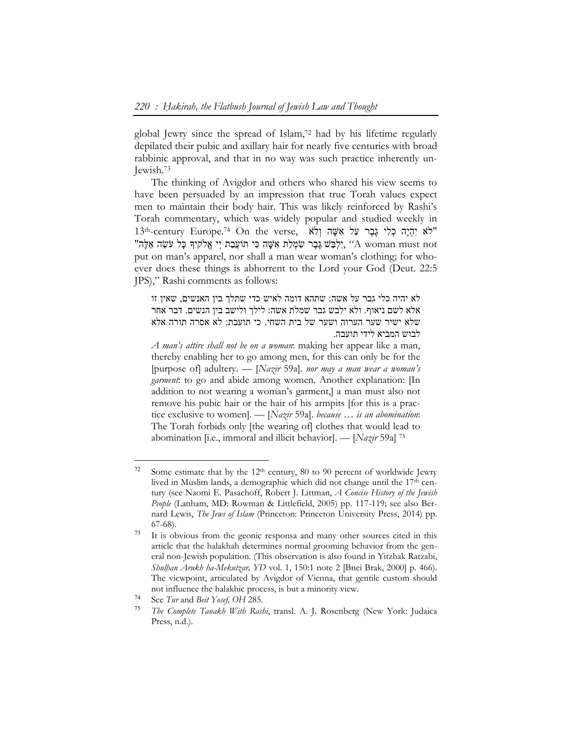global Jewry since the spread of Islam,[72] had by his lifetime regularly depilated their pubic and axillary hair for nearly five centuries with broad rabbinic approval, and that in no way was such practice inherently un-Jewish.[73]

The thinking of Avigdor and others who shared his view seems to have been persuaded by an impression that true Torah values expect men to maintain their body hair. This was likely reinforced by Rashi's Torah commentary, which was widely popular and studied weekly in 13th-century Europe.[74] On the verse, "לֹא יִהְיֶה כְלִי גֶבֶר עַל אִשָּׁה וְלֹא יִלְבַּשׁ גֶּבֶר שִׂמְלַת אִשָּׁה כִּי תוֹעֲבַת יְ׳ אֱלֹקֶיךָ כָּל עֹשֵׂה אֵלֶּה", "A woman must not put on man's apparel, nor shall a man wear woman's clothing; for whoever does these things is abhorrent to the Lord your God (Deut. 22:5 JPS)," Rashi comments as follows:

> לא יהיה כלי גבר על אשה: שתהא דומה לאיש כדי שתלך בין האנשים, שאין זו אלא לשם ניאוף. ולא ילבש גבר שמלת אשה: לילך ולישב בין הנשים. דבר אחר שלא ישיר שער הערוה ושער של בית השחי. כי תועבת: לא אסרה תורה אלא לבוש המביא לידי תועבה.
>
> *A man's attire shall not be on a woman*: making her appear like a man, thereby enabling her to go among men, for this can only be for the [purpose of] adultery. — [*Nazir* 59a]. *nor may a man wear a woman's garment*: to go and abide among women. Another explanation: [In addition to not wearing a woman's garment,] a man must also not remove his pubic hair or the hair of his armpits [for this is a practice exclusive to women]. — [*Nazir* 59a]. *because … is an abomination*: The Torah forbids only [the wearing of] clothes that would lead to abomination [i.e., immoral and illicit behavior]. — [*Nazir* 59a] [75]

---

[72] Some estimate that by the 12th century, 80 to 90 percent of worldwide Jewry lived in Muslim lands, a demographic which did not change until the 17th century (see Naomi E. Pasachoff, Robert J. Littman, *A Concise History of the Jewish People* (Lanham, MD: Rowman & Littlefield, 2005) pp. 117-119; see also Bernard Lewis, *The Jews of Islam* (Princeton: Princeton University Press, 2014) pp. 67-68).

[73] It is obvious from the geonic responsa and many other sources cited in this article that the halakhah determines normal grooming behavior from the general non-Jewish population. (This observation is also found in Yitzhak Ratzabi, *Shulḥan Arukh ha-Mekutzar, YD* vol. 1, 150:1 note 2 [Bnei Brak, 2000] p. 466). The viewpoint, articulated by Avigdor of Vienna, that gentile custom should not influence the halakhic process, is but a minority view.

[74] See *Tur* and *Beit Yosef, OH* 285.

[75] *The Complete Tanakh With Rashi*, transl. A. J. Rosenberg (New York: Judaica Press, n.d.).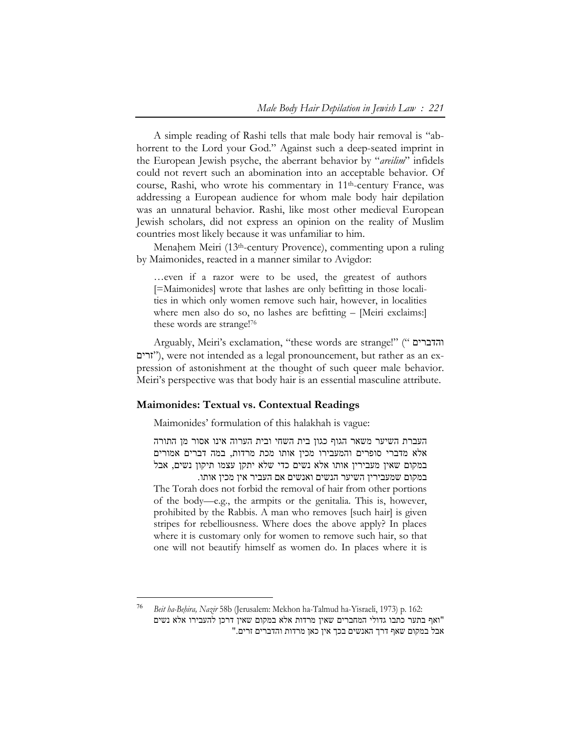A simple reading of Rashi tells that male body hair removal is "abhorrent to the Lord your God." Against such a deep-seated imprint in the European Jewish psyche, the aberrant behavior by "*areilim*" infidels could not revert such an abomination into an acceptable behavior. Of course, Rashi, who wrote his commentary in 11th-century France, was addressing a European audience for whom male body hair depilation was an unnatural behavior. Rashi, like most other medieval European Jewish scholars, did not express an opinion on the reality of Muslim countries most likely because it was unfamiliar to him.

Menaḥem Meiri (13th-century Provence), commenting upon a ruling by Maimonides, reacted in a manner similar to Avigdor:

> …even if a razor were to be used, the greatest of authors [=Maimonides] wrote that lashes are only befitting in those localities in which only women remove such hair, however, in localities where men also do so, no lashes are befitting – [Meiri exclaims:] these words are strange![76]

Arguably, Meiri's exclamation, "these words are strange!" ("והדברים זרים"), were not intended as a legal pronouncement, but rather as an expression of astonishment at the thought of such queer male behavior. Meiri's perspective was that body hair is an essential masculine attribute.

### Maimonides: Textual vs. Contextual Readings

Maimonides' formulation of this halakhah is vague:

> העברת השיער משאר הגוף כגון בית השחי ובית הערוה אינו אסור מן התורה אלא מדברי סופרים והמעבירו מכין אותו מכת מרדות, במה דברים אמורים במקום שאין מעבירין אותו אלא נשים כדי שלא יתקן עצמו תיקון נשים, אבל במקום שמעבירין השיער הנשים ואנשים אם העביר אין מכין אותו.
>
> The Torah does not forbid the removal of hair from other portions of the body—e.g., the armpits or the genitalia. This is, however, prohibited by the Rabbis. A man who removes [such hair] is given stripes for rebelliousness. Where does the above apply? In places where it is customary only for women to remove such hair, so that one will not beautify himself as women do. In places where it is

---

[76] *Beit ha-Beḥira, Nazir* 58b (Jerusalem: Mekhon ha-Talmud ha-Yisraeli, 1973) p. 162: "ואף בתער כתבו גדולי המחברים שאין מרדות אלא במקום שאין דרכן להעבירו אלא נשים אבל במקום שאף דרך האנשים בכך אין כאן מרדות והדברים זרים."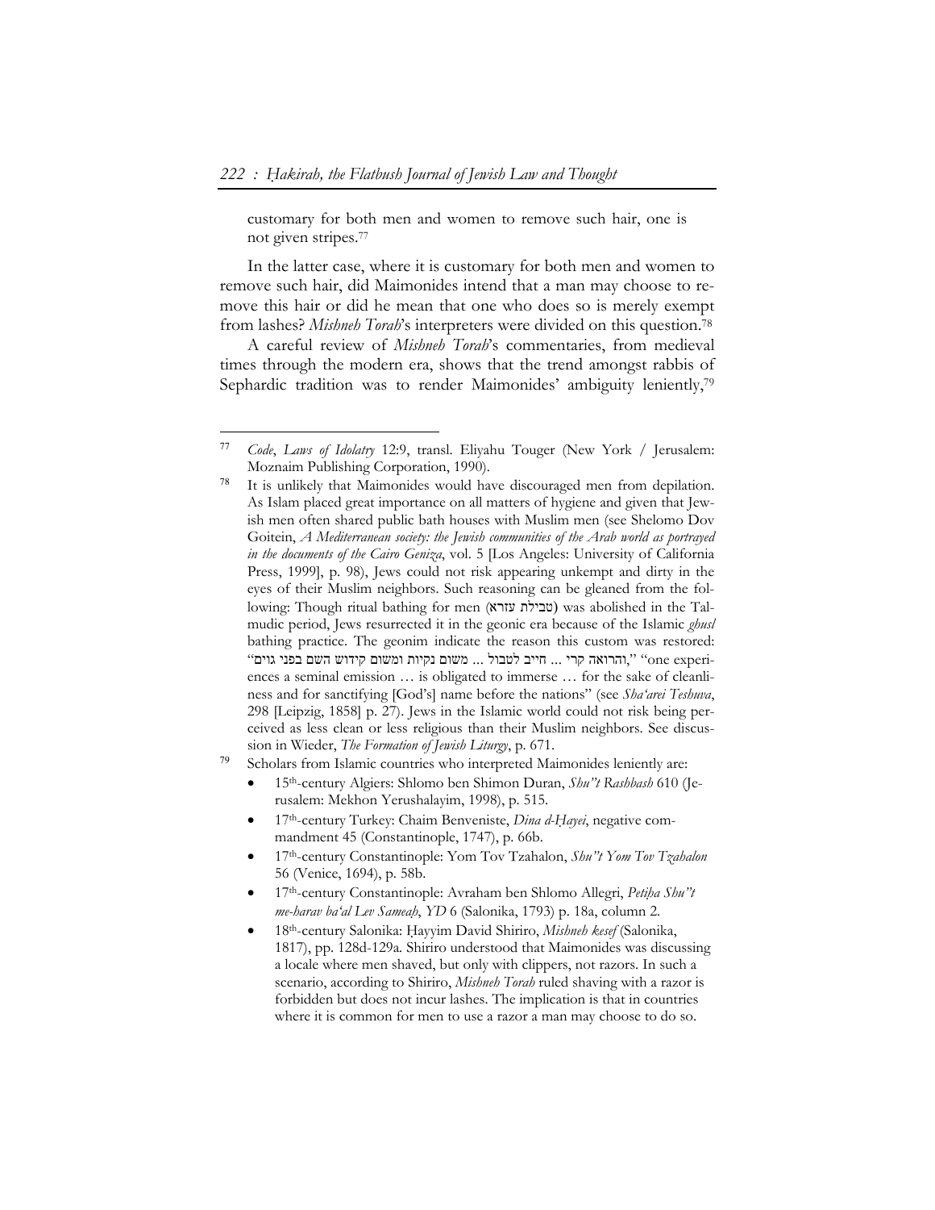customary for both men and women to remove such hair, one is not given stripes.[77]

In the latter case, where it is customary for both men and women to remove such hair, did Maimonides intend that a man may choose to remove this hair or did he mean that one who does so is merely exempt from lashes? *Mishneh Torah*'s interpreters were divided on this question.[78]

A careful review of *Mishneh Torah*'s commentaries, from medieval times through the modern era, shows that the trend amongst rabbis of Sephardic tradition was to render Maimonides' ambiguity leniently,[79]

---

[77] *Code*, *Laws of Idolatry* 12:9, transl. Eliyahu Touger (New York / Jerusalem: Moznaim Publishing Corporation, 1990).

[78] It is unlikely that Maimonides would have discouraged men from depilation. As Islam placed great importance on all matters of hygiene and given that Jewish men often shared public bath houses with Muslim men (see Shelomo Dov Goitein, *A Mediterranean society: the Jewish communities of the Arab world as portrayed in the documents of the Cairo Geniza*, vol. 5 [Los Angeles: University of California Press, 1999], p. 98), Jews could not risk appearing unkempt and dirty in the eyes of their Muslim neighbors. Such reasoning can be gleaned from the following: Though ritual bathing for men (טבילת עזרא) was abolished in the Talmudic period, Jews resurrected it in the geonic era because of the Islamic *ghusl* bathing practice. The geonim indicate the reason this custom was restored: "והרואה קרי ... חייב לטבול ... משום נקיות ומשום קידוש השם בפני גוים," "one experiences a seminal emission … is obligated to immerse … for the sake of cleanliness and for sanctifying [God's] name before the nations" (see *Sha'arei Teshuva*, 298 [Leipzig, 1858] p. 27). Jews in the Islamic world could not risk being perceived as less clean or less religious than their Muslim neighbors. See discussion in Wieder, *The Formation of Jewish Liturgy*, p. 671.

[79] Scholars from Islamic countries who interpreted Maimonides leniently are:

- 15th-century Algiers: Shlomo ben Shimon Duran, *Shu"t Rashbash* 610 (Jerusalem: Mekhon Yerushalayim, 1998), p. 515.
- 17th-century Turkey: Chaim Benveniste, *Dina d-Ḥayei*, negative commandment 45 (Constantinople, 1747), p. 66b.
- 17th-century Constantinople: Yom Tov Tzahalon, *Shu"t Yom Tov Tzahalon* 56 (Venice, 1694), p. 58b.
- 17th-century Constantinople: Avraham ben Shlomo Allegri, *Petiḥa Shu"t me-harav ba'al Lev Sameaḥ*, *YD* 6 (Salonika, 1793) p. 18a, column 2.
- 18th-century Salonika: Ḥayyim David Shiriro, *Mishneh kesef* (Salonika, 1817), pp. 128d-129a. Shiriro understood that Maimonides was discussing a locale where men shaved, but only with clippers, not razors. In such a scenario, according to Shiriro, *Mishneh Torah* ruled shaving with a razor is forbidden but does not incur lashes. The implication is that in countries where it is common for men to use a razor a man may choose to do so.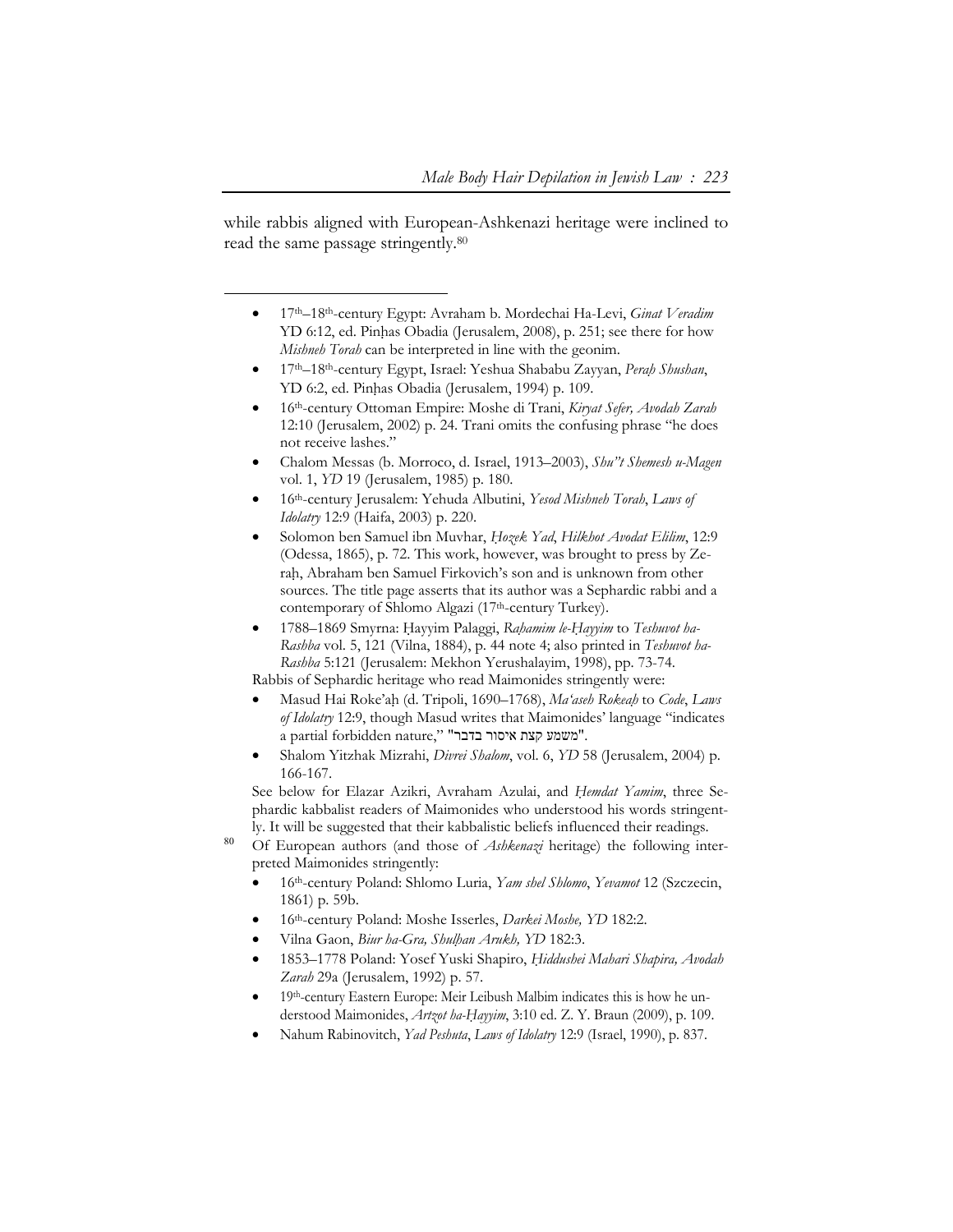while rabbis aligned with European-Ashkenazi heritage were inclined to read the same passage stringently.[80]

---

- 17th–18th-century Egypt: Avraham b. Mordechai Ha-Levi, *Ginat Veradim* YD 6:12, ed. Pinḥas Obadia (Jerusalem, 2008), p. 251; see there for how *Mishneh Torah* can be interpreted in line with the geonim.
- 17th–18th-century Egypt, Israel: Yeshua Shababu Zayyan, *Peraḥ Shushan*, YD 6:2, ed. Pinḥas Obadia (Jerusalem, 1994) p. 109.
- 16th-century Ottoman Empire: Moshe di Trani, *Kiryat Sefer, Avodah Zarah* 12:10 (Jerusalem, 2002) p. 24. Trani omits the confusing phrase "he does not receive lashes."
- Chalom Messas (b. Morroco, d. Israel, 1913–2003), *Shu"t Shemesh u-Magen* vol. 1, *YD* 19 (Jerusalem, 1985) p. 180.
- 16th-century Jerusalem: Yehuda Albutini, *Yesod Mishneh Torah*, *Laws of Idolatry* 12:9 (Haifa, 2003) p. 220.
- Solomon ben Samuel ibn Muvhar, *Ḥozek Yad*, *Hilkhot Avodat Elilim*, 12:9 (Odessa, 1865), p. 72. This work, however, was brought to press by Zeraḥ, Abraham ben Samuel Firkovich's son and is unknown from other sources. The title page asserts that its author was a Sephardic rabbi and a contemporary of Shlomo Algazi (17th-century Turkey).
- 1788–1869 Smyrna: Ḥayyim Palaggi, *Raḥamim le-Ḥayyim* to *Teshuvot ha-Rashba* vol. 5, 121 (Vilna, 1884), p. 44 note 4; also printed in *Teshuvot ha-Rashba* 5:121 (Jerusalem: Mekhon Yerushalayim, 1998), pp. 73-74.

Rabbis of Sephardic heritage who read Maimonides stringently were:

- Masud Hai Roke'aḥ (d. Tripoli, 1690–1768), *Ma'aseh Rokeah* to *Code*, *Laws of Idolatry* 12:9, though Masud writes that Maimonides' language "indicates a partial forbidden nature," "משמע קצת איסור בדבר".
- Shalom Yitzhak Mizrahi, *Divrei Shalom*, vol. 6, *YD* 58 (Jerusalem, 2004) p. 166-167.

See below for Elazar Azikri, Avraham Azulai, and *Ḥemdat Yamim*, three Sephardic kabbalist readers of Maimonides who understood his words stringently. It will be suggested that their kabbalistic beliefs influenced their readings.

[80] Of European authors (and those of *Ashkenazi* heritage) the following interpreted Maimonides stringently:

- 16th-century Poland: Shlomo Luria, *Yam shel Shlomo*, *Yevamot* 12 (Szczecin, 1861) p. 59b.
- 16th-century Poland: Moshe Isserles, *Darkei Moshe, YD* 182:2.
- Vilna Gaon, *Biur ha-Gra, Shulḥan Arukh, YD* 182:3.
- 1853–1778 Poland: Yosef Yuski Shapiro, *Ḥiddushei Mahari Shapira, Avodah Zarah* 29a (Jerusalem, 1992) p. 57.
- 19th-century Eastern Europe: Meir Leibush Malbim indicates this is how he understood Maimonides, *Artzot ha-Ḥayyim*, 3:10 ed. Z. Y. Braun (2009), p. 109.
- Nahum Rabinovitch, *Yad Peshuta*, *Laws of Idolatry* 12:9 (Israel, 1990), p. 837.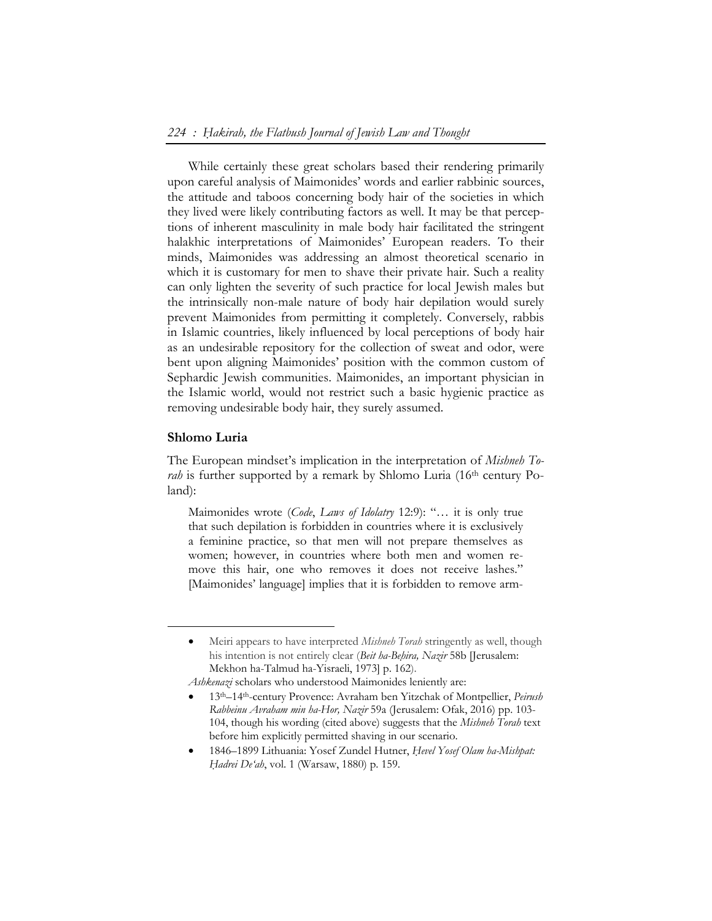While certainly these great scholars based their rendering primarily upon careful analysis of Maimonides' words and earlier rabbinic sources, the attitude and taboos concerning body hair of the societies in which they lived were likely contributing factors as well. It may be that perceptions of inherent masculinity in male body hair facilitated the stringent halakhic interpretations of Maimonides' European readers. To their minds, Maimonides was addressing an almost theoretical scenario in which it is customary for men to shave their private hair. Such a reality can only lighten the severity of such practice for local Jewish males but the intrinsically non-male nature of body hair depilation would surely prevent Maimonides from permitting it completely. Conversely, rabbis in Islamic countries, likely influenced by local perceptions of body hair as an undesirable repository for the collection of sweat and odor, were bent upon aligning Maimonides' position with the common custom of Sephardic Jewish communities. Maimonides, an important physician in the Islamic world, would not restrict such a basic hygienic practice as removing undesirable body hair, they surely assumed.

## Shlomo Luria

The European mindset's implication in the interpretation of *Mishneh Torah* is further supported by a remark by Shlomo Luria (16th century Poland):

> Maimonides wrote (*Code*, *Laws of Idolatry* 12:9): "… it is only true that such depilation is forbidden in countries where it is exclusively a feminine practice, so that men will not prepare themselves as women; however, in countries where both men and women remove this hair, one who removes it does not receive lashes." [Maimonides' language] implies that it is forbidden to remove arm-

---

- Meiri appears to have interpreted *Mishneh Torah* stringently as well, though his intention is not entirely clear (*Beit ha-Beḥira, Nazir* 58b [Jerusalem: Mekhon ha-Talmud ha-Yisraeli, 1973] p. 162).

*Ashkenazi* scholars who understood Maimonides leniently are:

- 13th–14th-century Provence: Avraham ben Yitzchak of Montpellier, *Peirush Rabbeinu Avraham min ha-Hor, Nazir* 59a (Jerusalem: Ofak, 2016) pp. 103-104, though his wording (cited above) suggests that the *Mishneh Torah* text before him explicitly permitted shaving in our scenario.
- 1846–1899 Lithuania: Yosef Zundel Hutner, *Ḥevel Yosef Olam ha-Mishpat: Ḥadrei De'ah*, vol. 1 (Warsaw, 1880) p. 159.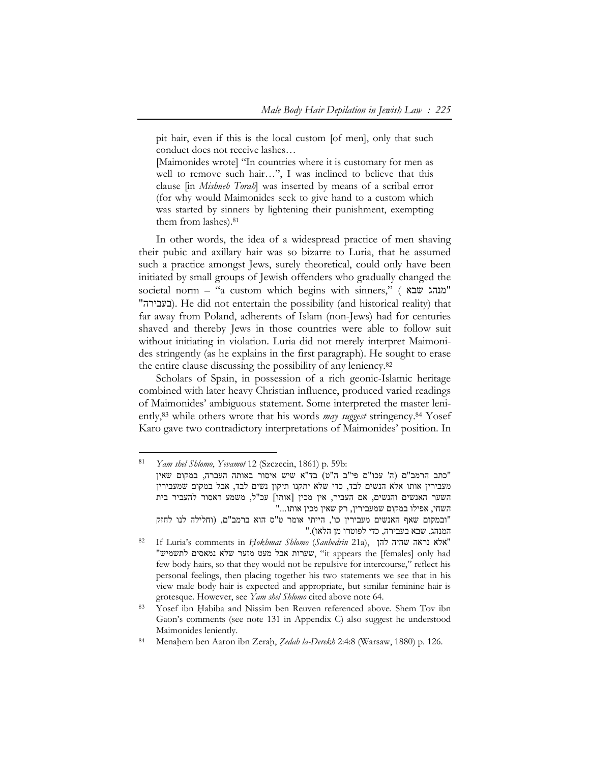pit hair, even if this is the local custom [of men], only that such conduct does not receive lashes…

[Maimonides wrote] "In countries where it is customary for men as well to remove such hair…", I was inclined to believe that this clause [in *Mishneh Torah*] was inserted by means of a scribal error (for why would Maimonides seek to give hand to a custom which was started by sinners by lightening their punishment, exempting them from lashes).[81]

In other words, the idea of a widespread practice of men shaving their pubic and axillary hair was so bizarre to Luria, that he assumed such a practice amongst Jews, surely theoretical, could only have been initiated by small groups of Jewish offenders who gradually changed the societal norm – "a custom which begins with sinners," ("מנהג שבא בעבירה"). He did not entertain the possibility (and historical reality) that far away from Poland, adherents of Islam (non-Jews) had for centuries shaved and thereby Jews in those countries were able to follow suit without initiating in violation. Luria did not merely interpret Maimonides stringently (as he explains in the first paragraph). He sought to erase the entire clause discussing the possibility of any leniency.[82]

Scholars of Spain, in possession of a rich geonic-Islamic heritage combined with later heavy Christian influence, produced varied readings of Maimonides' ambiguous statement. Some interpreted the master leniently,[83] while others wrote that his words *may suggest* stringency.[84] Yosef Karo gave two contradictory interpretations of Maimonides' position. In

---

[81] *Yam shel Shlomo*, *Yevamot* 12 (Szczecin, 1861) p. 59b:
"כתב הרמב"ם (ה' עכו"ם פי"ב ה"ט) בד"א שיש איסור באותה העברה, במקום שאין מעבירין אותו אלא הנשים לבד, כדי שלא יתקנו תיקון נשים לבד, אבל במקום שמעבירין השער האנשים והנשים, אם העביר, אין מכין [אותו] עכ"ל, משמע דאסור להעביר בית השחי, אפילו במקום שמעבירין, רק שאין מכין אותו..."
"ובמקום שאף האנשים מעבירין כו', הייתי אומר ט"ס הוא ברמב"ם, (וחלילה לנו לחזק המנהג, שבא בעבירה, כדי לפוטרו מן הלאו)."

[82] If Luria's comments in *Ḥokhmat Shlomo* (*Sanhedrin* 21a), "אלא נראה שהיה להן שערות אבל מעט מזער שלא נמאסים לתשמיש", "it appears the [females] only had few body hairs, so that they would not be repulsive for intercourse," reflect his personal feelings, then placing together his two statements we see that in his view male body hair is expected and appropriate, but similar feminine hair is grotesque. However, see *Yam shel Shlomo* cited above note 64.

[83] Yosef ibn Ḥabiba and Nissim ben Reuven referenced above. Shem Tov ibn Gaon's comments (see note 131 in Appendix C) also suggest he understood Maimonides leniently.

[84] Menaḥem ben Aaron ibn Zeraḥ, *Ẓedah la-Derekh* 2:4:8 (Warsaw, 1880) p. 126.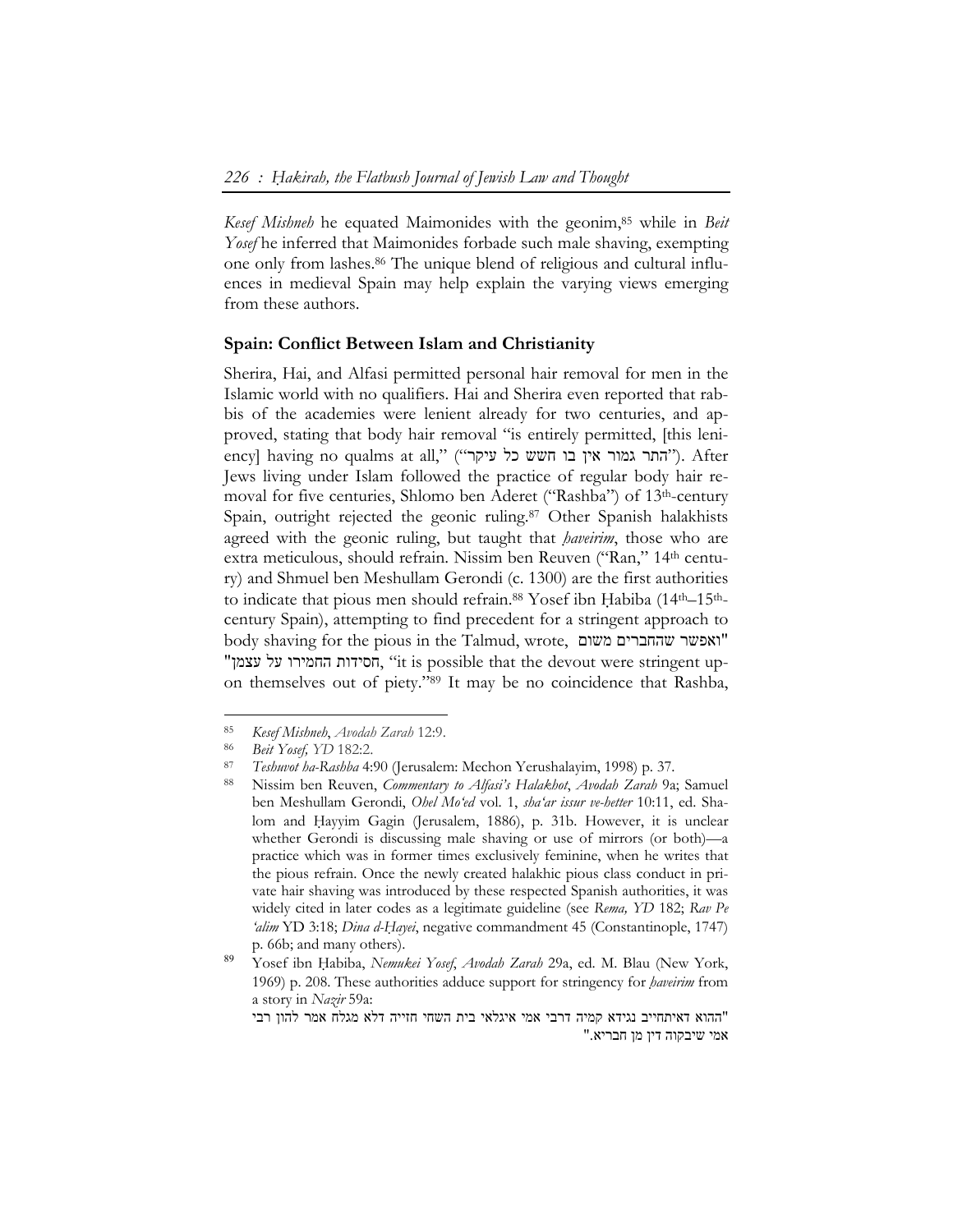*Kesef Mishneh* he equated Maimonides with the geonim,[85] while in *Beit Yosef* he inferred that Maimonides forbade such male shaving, exempting one only from lashes.[86] The unique blend of religious and cultural influences in medieval Spain may help explain the varying views emerging from these authors.

### Spain: Conflict Between Islam and Christianity

Sherira, Hai, and Alfasi permitted personal hair removal for men in the Islamic world with no qualifiers. Hai and Sherira even reported that rabbis of the academies were lenient already for two centuries, and approved, stating that body hair removal "is entirely permitted, [this leniency] having no qualms at all," ("התר גמור אין בו חשש כל עיקר"). After Jews living under Islam followed the practice of regular body hair removal for five centuries, Shlomo ben Aderet ("Rashba") of 13th-century Spain, outright rejected the geonic ruling.[87] Other Spanish halakhists agreed with the geonic ruling, but taught that *ḥaveirim*, those who are extra meticulous, should refrain. Nissim ben Reuven ("Ran," 14th century) and Shmuel ben Meshullam Gerondi (c. 1300) are the first authorities to indicate that pious men should refrain.[88] Yosef ibn Ḥabiba (14th–15th-century Spain), attempting to find precedent for a stringent approach to body shaving for the pious in the Talmud, wrote, "ואפשר שהחברים משום חסידות החמירו על עצמן", "it is possible that the devout were stringent upon themselves out of piety."[89] It may be no coincidence that Rashba,

---

[85] *Kesef Mishneh*, *Avodah Zarah* 12:9.

[86] *Beit Yosef, YD* 182:2.

[87] *Teshuvot ha-Rashba* 4:90 (Jerusalem: Mechon Yerushalayim, 1998) p. 37.

[88] Nissim ben Reuven, *Commentary to Alfasi's Halakhot*, *Avodah Zarah* 9a; Samuel ben Meshullam Gerondi, *Ohel Mo'ed* vol. 1, *sha'ar issur ve-hetter* 10:11, ed. Shalom and Ḥayyim Gagin (Jerusalem, 1886), p. 31b. However, it is unclear whether Gerondi is discussing male shaving or use of mirrors (or both)—a practice which was in former times exclusively feminine, when he writes that the pious refrain. Once the newly created halakhic pious class conduct in private hair shaving was introduced by these respected Spanish authorities, it was widely cited in later codes as a legitimate guideline (see *Rema, YD* 182; *Rav Pe 'alim* YD 3:18; *Dina d-Ḥayei*, negative commandment 45 (Constantinople, 1747) p. 66b; and many others).

[89] Yosef ibn Ḥabiba, *Nemukei Yosef*, *Avodah Zarah* 29a, ed. M. Blau (New York, 1969) p. 208. These authorities adduce support for stringency for *ḥaveirim* from a story in *Nazir* 59a:
"ההוא דאיתחייב נגידא קמיה דרבי אמי איגלאי בית השחי חזייה דלא מגלח אמר להון רבי אמי שיבקוה דין מן חבריא."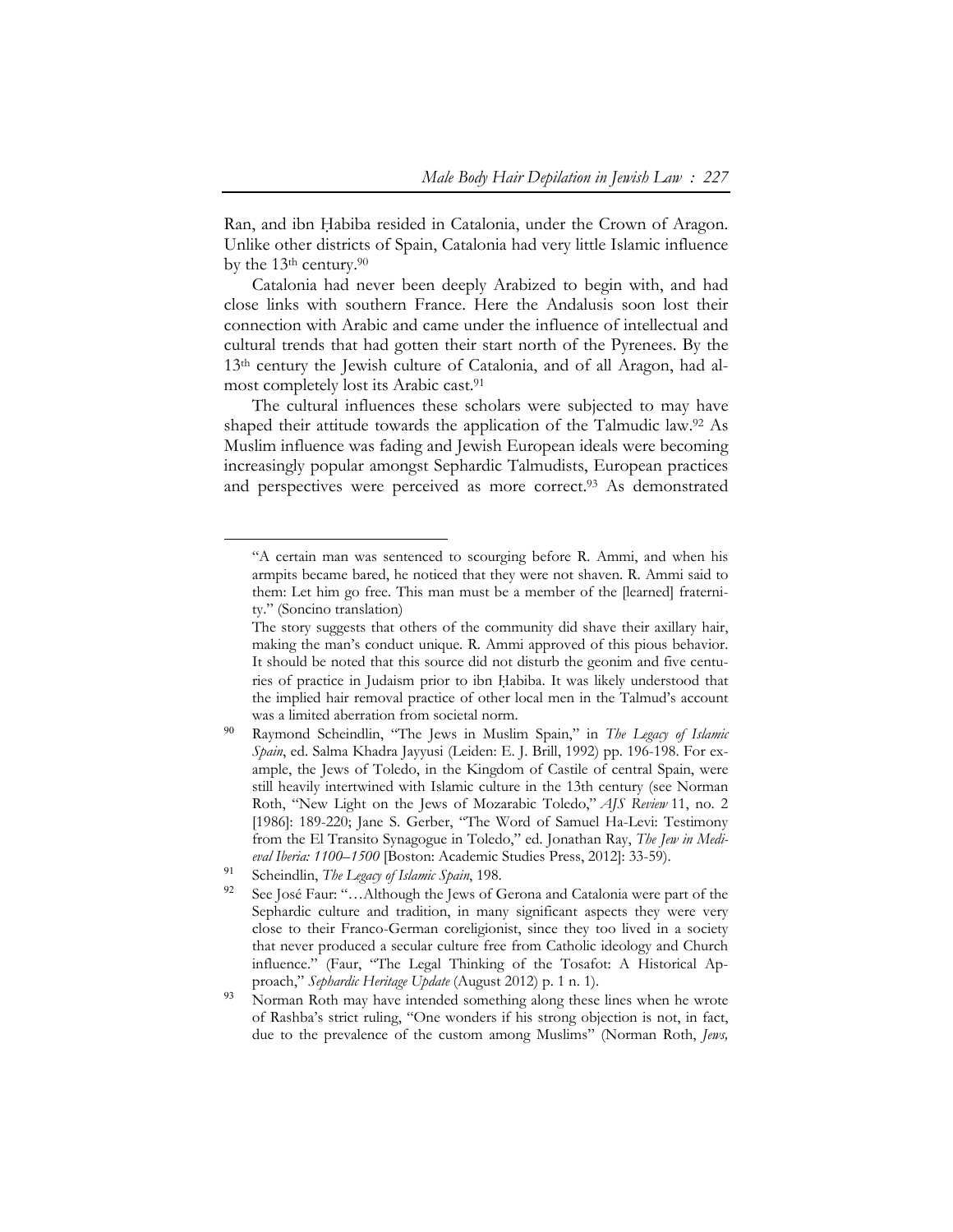Ran, and ibn Ḥabiba resided in Catalonia, under the Crown of Aragon. Unlike other districts of Spain, Catalonia had very little Islamic influence by the 13th century.[90]

Catalonia had never been deeply Arabized to begin with, and had close links with southern France. Here the Andalusis soon lost their connection with Arabic and came under the influence of intellectual and cultural trends that had gotten their start north of the Pyrenees. By the 13th century the Jewish culture of Catalonia, and of all Aragon, had almost completely lost its Arabic cast.[91]

The cultural influences these scholars were subjected to may have shaped their attitude towards the application of the Talmudic law.[92] As Muslim influence was fading and Jewish European ideals were becoming increasingly popular amongst Sephardic Talmudists, European practices and perspectives were perceived as more correct.[93] As demonstrated

---

"A certain man was sentenced to scourging before R. Ammi, and when his armpits became bared, he noticed that they were not shaven. R. Ammi said to them: Let him go free. This man must be a member of the [learned] fraternity." (Soncino translation)

The story suggests that others of the community did shave their axillary hair, making the man's conduct unique. R. Ammi approved of this pious behavior. It should be noted that this source did not disturb the geonim and five centuries of practice in Judaism prior to ibn Ḥabiba. It was likely understood that the implied hair removal practice of other local men in the Talmud's account was a limited aberration from societal norm.

90 Raymond Scheindlin, "The Jews in Muslim Spain," in *The Legacy of Islamic Spain*, ed. Salma Khadra Jayyusi (Leiden: E. J. Brill, 1992) pp. 196-198. For example, the Jews of Toledo, in the Kingdom of Castile of central Spain, were still heavily intertwined with Islamic culture in the 13th century (see Norman Roth, "New Light on the Jews of Mozarabic Toledo," *AJS Review* 11, no. 2 [1986]: 189-220; Jane S. Gerber, "The Word of Samuel Ha-Levi: Testimony from the El Transito Synagogue in Toledo," ed. Jonathan Ray, *The Jew in Medieval Iberia: 1100–1500* [Boston: Academic Studies Press, 2012]: 33-59).

91 Scheindlin, *The Legacy of Islamic Spain*, 198.

92 See José Faur: "…Although the Jews of Gerona and Catalonia were part of the Sephardic culture and tradition, in many significant aspects they were very close to their Franco-German coreligionist, since they too lived in a society that never produced a secular culture free from Catholic ideology and Church influence." (Faur, "The Legal Thinking of the Tosafot: A Historical Approach," *Sephardic Heritage Update* (August 2012) p. 1 n. 1).

93 Norman Roth may have intended something along these lines when he wrote of Rashba's strict ruling, "One wonders if his strong objection is not, in fact, due to the prevalence of the custom among Muslims" (Norman Roth, *Jews,*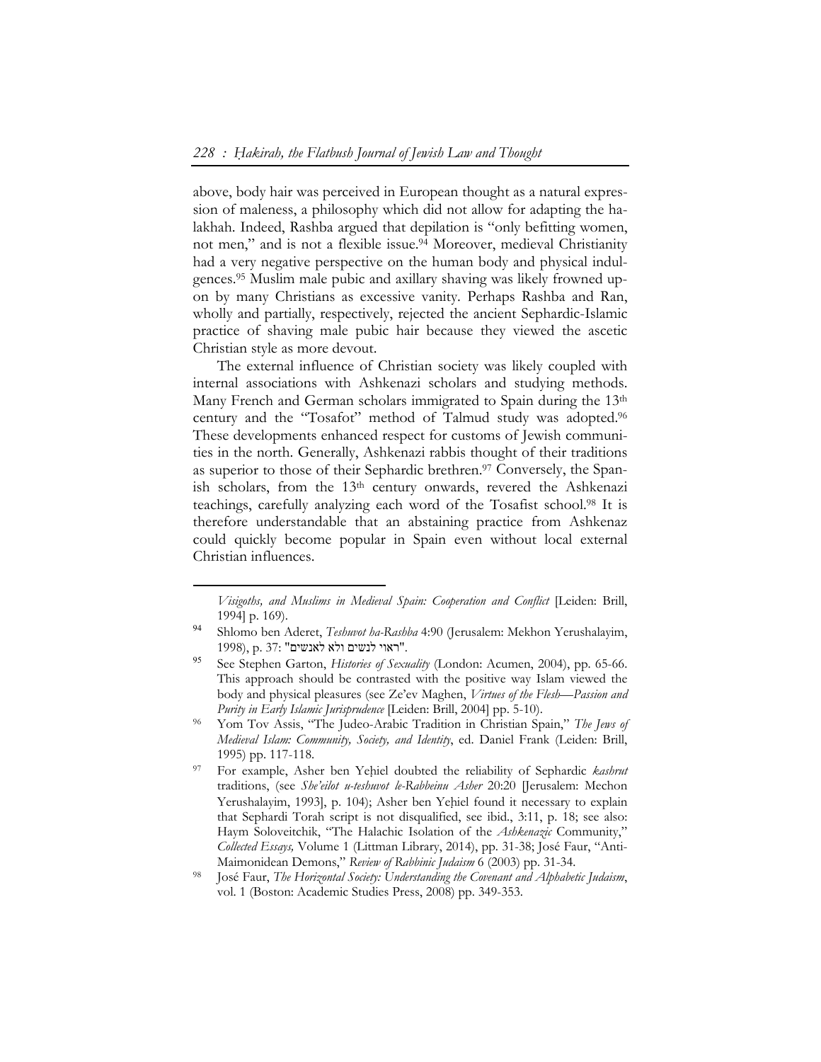above, body hair was perceived in European thought as a natural expression of maleness, a philosophy which did not allow for adapting the halakhah. Indeed, Rashba argued that depilation is "only befitting women, not men," and is not a flexible issue.[94] Moreover, medieval Christianity had a very negative perspective on the human body and physical indulgences.[95] Muslim male pubic and axillary shaving was likely frowned upon by many Christians as excessive vanity. Perhaps Rashba and Ran, wholly and partially, respectively, rejected the ancient Sephardic-Islamic practice of shaving male pubic hair because they viewed the ascetic Christian style as more devout.

The external influence of Christian society was likely coupled with internal associations with Ashkenazi scholars and studying methods. Many French and German scholars immigrated to Spain during the 13th century and the "Tosafot" method of Talmud study was adopted.[96] These developments enhanced respect for customs of Jewish communities in the north. Generally, Ashkenazi rabbis thought of their traditions as superior to those of their Sephardic brethren.[97] Conversely, the Spanish scholars, from the 13th century onwards, revered the Ashkenazi teachings, carefully analyzing each word of the Tosafist school.[98] It is therefore understandable that an abstaining practice from Ashkenaz could quickly become popular in Spain even without local external Christian influences.

---

*Visigoths, and Muslims in Medieval Spain: Cooperation and Conflict* [Leiden: Brill, 1994] p. 169).

[94] Shlomo ben Aderet, *Teshuvot ha-Rashba* 4:90 (Jerusalem: Mekhon Yerushalayim, 1998), p. 37: "ראוי לנשים ולא לאנשים".

[95] See Stephen Garton, *Histories of Sexuality* (London: Acumen, 2004), pp. 65-66. This approach should be contrasted with the positive way Islam viewed the body and physical pleasures (see Ze'ev Maghen, *Virtues of the Flesh—Passion and Purity in Early Islamic Jurisprudence* [Leiden: Brill, 2004] pp. 5-10).

[96] Yom Tov Assis, "The Judeo-Arabic Tradition in Christian Spain," *The Jews of Medieval Islam: Community, Society, and Identity*, ed. Daniel Frank (Leiden: Brill, 1995) pp. 117-118.

[97] For example, Asher ben Yeḥiel doubted the reliability of Sephardic *kashrut* traditions, (see *She'eilot u-teshuvot le-Rabbeinu Asher* 20:20 [Jerusalem: Mechon Yerushalayim, 1993], p. 104); Asher ben Yeḥiel found it necessary to explain that Sephardi Torah script is not disqualified, see ibid., 3:11, p. 18; see also: Haym Soloveitchik, "The Halachic Isolation of the *Ashkenazic* Community," *Collected Essays,* Volume 1 (Littman Library, 2014), pp. 31-38; José Faur, "Anti-Maimonidean Demons," *Review of Rabbinic Judaism* 6 (2003) pp. 31-34.

[98] José Faur, *The Horizontal Society: Understanding the Covenant and Alphabetic Judaism*, vol. 1 (Boston: Academic Studies Press, 2008) pp. 349-353.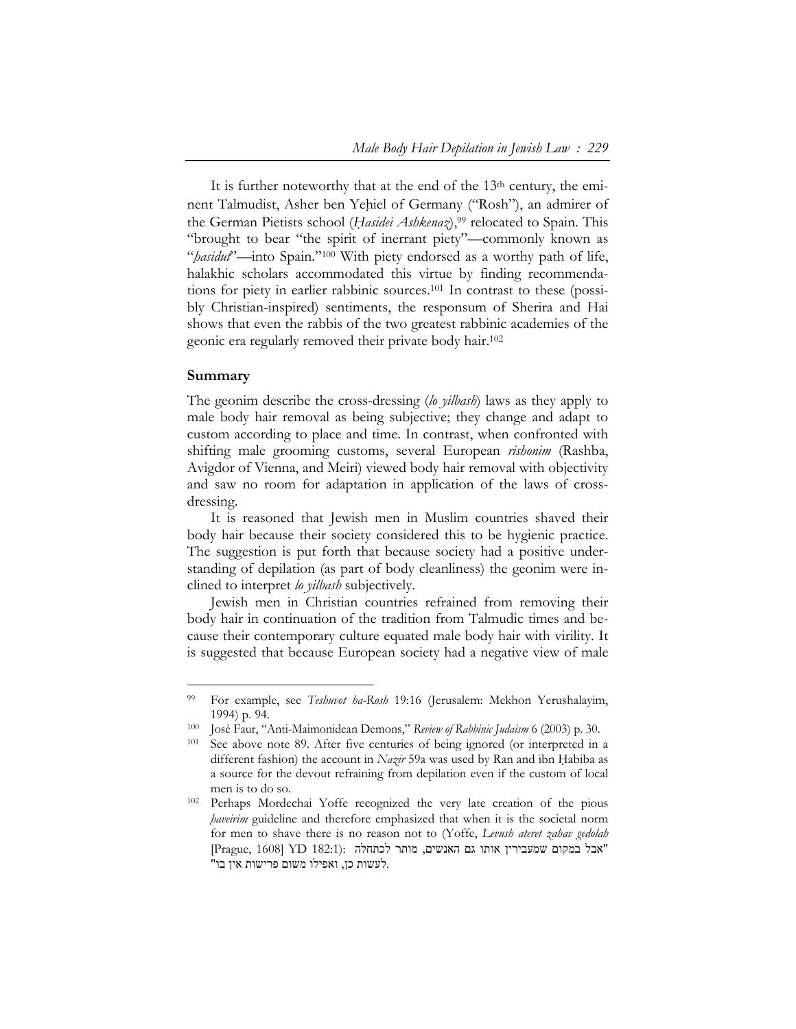It is further noteworthy that at the end of the 13th century, the eminent Talmudist, Asher ben Yeḥiel of Germany ("Rosh"), an admirer of the German Pietists school (*Ḥasidei Ashkenaz*),[99] relocated to Spain. This "brought to bear "the spirit of inerrant piety"—commonly known as "*ḥasidut*"—into Spain."[100] With piety endorsed as a worthy path of life, halakhic scholars accommodated this virtue by finding recommendations for piety in earlier rabbinic sources.[101] In contrast to these (possibly Christian-inspired) sentiments, the responsum of Sherira and Hai shows that even the rabbis of the two greatest rabbinic academies of the geonic era regularly removed their private body hair.[102]

## Summary

The geonim describe the cross-dressing (*lo yilbash*) laws as they apply to male body hair removal as being subjective; they change and adapt to custom according to place and time. In contrast, when confronted with shifting male grooming customs, several European *rishonim* (Rashba, Avigdor of Vienna, and Meiri) viewed body hair removal with objectivity and saw no room for adaptation in application of the laws of cross-dressing.

It is reasoned that Jewish men in Muslim countries shaved their body hair because their society considered this to be hygienic practice. The suggestion is put forth that because society had a positive understanding of depilation (as part of body cleanliness) the geonim were inclined to interpret *lo yilbash* subjectively.

Jewish men in Christian countries refrained from removing their body hair in continuation of the tradition from Talmudic times and because their contemporary culture equated male body hair with virility. It is suggested that because European society had a negative view of male

---

[99] For example, see *Teshuvot ha-Rosh* 19:16 (Jerusalem: Mekhon Yerushalayim, 1994) p. 94.

[100] José Faur, "Anti-Maimonidean Demons," *Review of Rabbinic Judaism* 6 (2003) p. 30.

[101] See above note 89. After five centuries of being ignored (or interpreted in a different fashion) the account in *Nazir* 59a was used by Ran and ibn Ḥabiba as a source for the devout refraining from depilation even if the custom of local men is to do so.

[102] Perhaps Mordechai Yoffe recognized the very late creation of the pious *ḥaveirim* guideline and therefore emphasized that when it is the societal norm for men to shave there is no reason not to (Yoffe, *Levush ateret zahav gedolah* [Prague, 1608] YD 182:1): "אבל במקום שמעבירין אותו גם האנשים, מותר לכתחלה לעשות כן, ואפילו משום פרישות אין בו".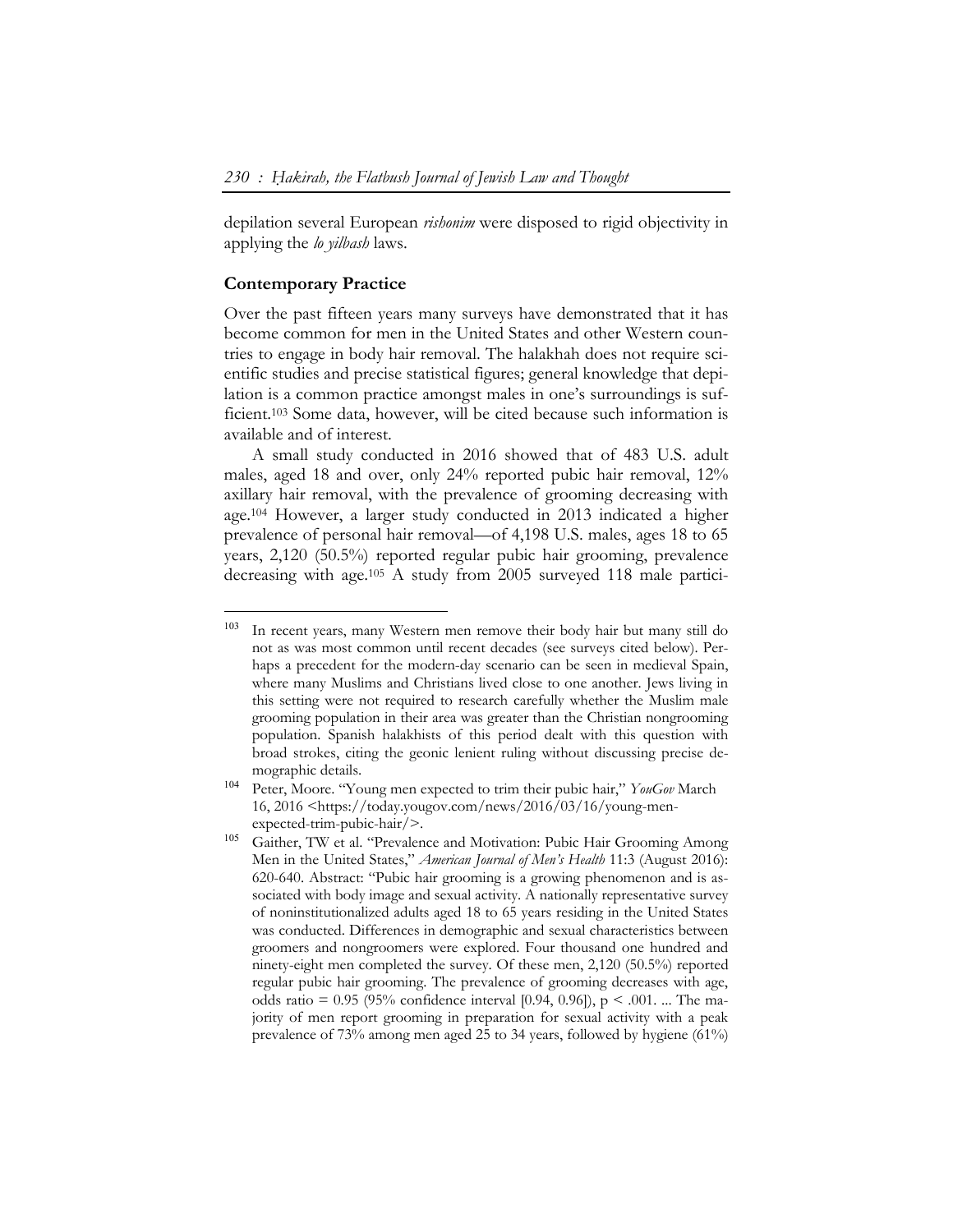depilation several European *rishonim* were disposed to rigid objectivity in applying the *lo yilbash* laws.

## Contemporary Practice

Over the past fifteen years many surveys have demonstrated that it has become common for men in the United States and other Western countries to engage in body hair removal. The halakhah does not require scientific studies and precise statistical figures; general knowledge that depilation is a common practice amongst males in one's surroundings is sufficient.[103] Some data, however, will be cited because such information is available and of interest.

A small study conducted in 2016 showed that of 483 U.S. adult males, aged 18 and over, only 24% reported pubic hair removal, 12% axillary hair removal, with the prevalence of grooming decreasing with age.[104] However, a larger study conducted in 2013 indicated a higher prevalence of personal hair removal—of 4,198 U.S. males, ages 18 to 65 years, 2,120 (50.5%) reported regular pubic hair grooming, prevalence decreasing with age.[105] A study from 2005 surveyed 118 male partici-

---

[103] In recent years, many Western men remove their body hair but many still do not as was most common until recent decades (see surveys cited below). Perhaps a precedent for the modern-day scenario can be seen in medieval Spain, where many Muslims and Christians lived close to one another. Jews living in this setting were not required to research carefully whether the Muslim male grooming population in their area was greater than the Christian nongrooming population. Spanish halakhists of this period dealt with this question with broad strokes, citing the geonic lenient ruling without discussing precise demographic details.

[104] Peter, Moore. "Young men expected to trim their pubic hair," *YouGov* March 16, 2016 <https://today.yougov.com/news/2016/03/16/young-men-expected-trim-pubic-hair/>.

[105] Gaither, TW et al. "Prevalence and Motivation: Pubic Hair Grooming Among Men in the United States," *American Journal of Men's Health* 11:3 (August 2016): 620-640. Abstract: "Pubic hair grooming is a growing phenomenon and is associated with body image and sexual activity. A nationally representative survey of noninstitutionalized adults aged 18 to 65 years residing in the United States was conducted. Differences in demographic and sexual characteristics between groomers and nongroomers were explored. Four thousand one hundred and ninety-eight men completed the survey. Of these men, 2,120 (50.5%) reported regular pubic hair grooming. The prevalence of grooming decreases with age, odds ratio = 0.95 (95% confidence interval [0.94, 0.96]), $p < .001$. ... The majority of men report grooming in preparation for sexual activity with a peak prevalence of 73% among men aged 25 to 34 years, followed by hygiene (61%)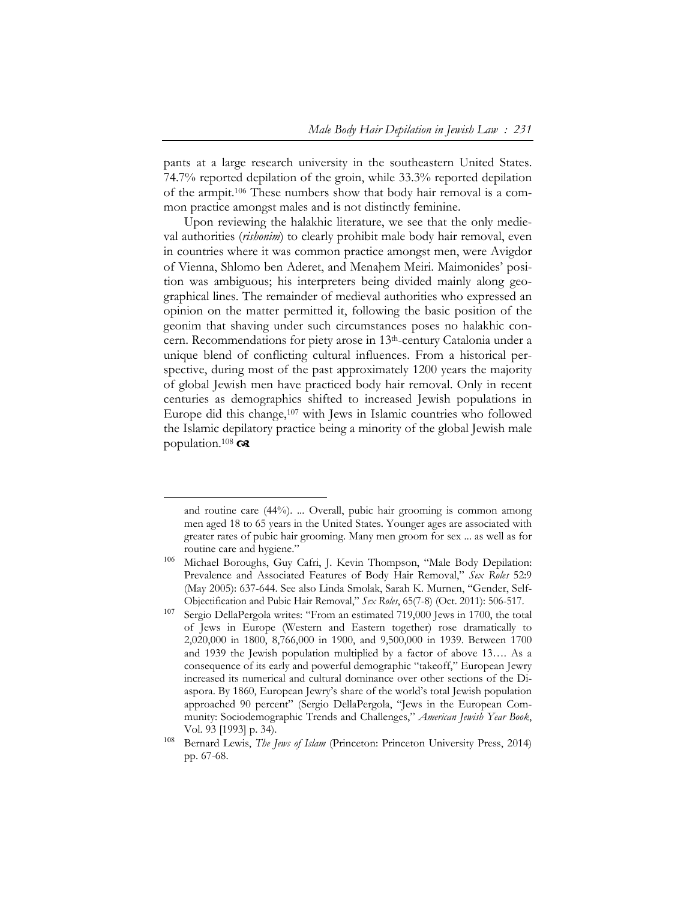pants at a large research university in the southeastern United States. 74.7% reported depilation of the groin, while 33.3% reported depilation of the armpit.[106] These numbers show that body hair removal is a common practice amongst males and is not distinctly feminine.

Upon reviewing the halakhic literature, we see that the only medieval authorities (*rishonim*) to clearly prohibit male body hair removal, even in countries where it was common practice amongst men, were Avigdor of Vienna, Shlomo ben Aderet, and Menaḥem Meiri. Maimonides' position was ambiguous; his interpreters being divided mainly along geographical lines. The remainder of medieval authorities who expressed an opinion on the matter permitted it, following the basic position of the geonim that shaving under such circumstances poses no halakhic concern. Recommendations for piety arose in 13th-century Catalonia under a unique blend of conflicting cultural influences. From a historical perspective, during most of the past approximately 1200 years the majority of global Jewish men have practiced body hair removal. Only in recent centuries as demographics shifted to increased Jewish populations in Europe did this change,[107] with Jews in Islamic countries who followed the Islamic depilatory practice being a minority of the global Jewish male population.[108] ☙

---

and routine care (44%). ... Overall, pubic hair grooming is common among men aged 18 to 65 years in the United States. Younger ages are associated with greater rates of pubic hair grooming. Many men groom for sex ... as well as for routine care and hygiene."

[106] Michael Boroughs, Guy Cafri, J. Kevin Thompson, "Male Body Depilation: Prevalence and Associated Features of Body Hair Removal," *Sex Roles* 52:9 (May 2005): 637-644. See also Linda Smolak, Sarah K. Murnen, "Gender, Self-Objectification and Pubic Hair Removal," *Sex Roles*, 65(7-8) (Oct. 2011): 506-517.

[107] Sergio DellaPergola writes: "From an estimated 719,000 Jews in 1700, the total of Jews in Europe (Western and Eastern together) rose dramatically to 2,020,000 in 1800, 8,766,000 in 1900, and 9,500,000 in 1939. Between 1700 and 1939 the Jewish population multiplied by a factor of above 13…. As a consequence of its early and powerful demographic "takeoff," European Jewry increased its numerical and cultural dominance over other sections of the Diaspora. By 1860, European Jewry's share of the world's total Jewish population approached 90 percent" (Sergio DellaPergola, "Jews in the European Community: Sociodemographic Trends and Challenges," *American Jewish Year Book*, Vol. 93 [1993] p. 34).

[108] Bernard Lewis, *The Jews of Islam* (Princeton: Princeton University Press, 2014) pp. 67-68.